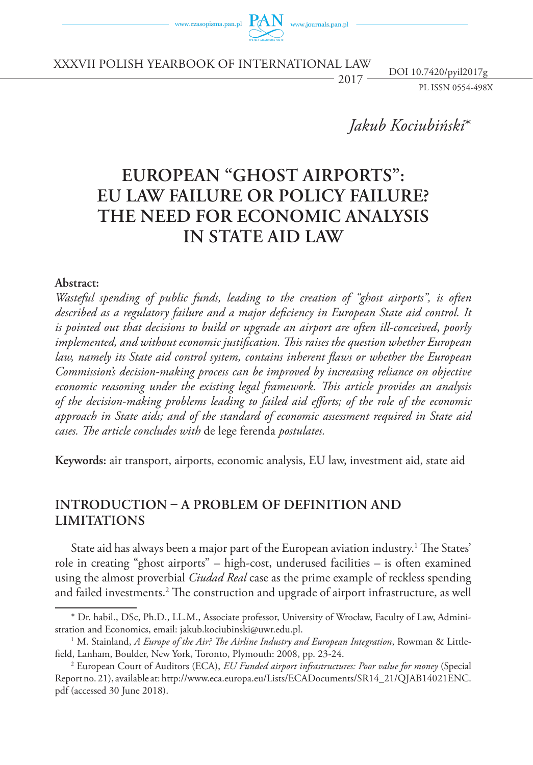XXXVII POLISH YEARBOOK OF INTERNATIONAL LAW

2017

DOI 10.7420/pyil2017g

PL ISSN 0554-498X

*Jakub Kociubiński*\*

# EUROPEAN "GHOST AIRPORTS": EU LAW FAILURE OR POLICY FAILURE? THE NEED FOR ECONOMIC ANALYSIS IN STATE AID LAW

**Abstract:**

*Wasteful spending of public funds, leading to the creation of "ghost airports", is often described as a regulatory failure and a major deficiency in European State aid control. It is pointed out that decisions to build or upgrade an airport are often ill-conceived, poorly implemented, and without economic justification. This raises the question whether European law, namely its State aid control system, contains inherent flaws or whether the European Commission's decision-making process can be improved by increasing reliance on objective economic reasoning under the existing legal framework. This article provides an analysis of the decision-making problems leading to failed aid efforts; of the role of the economic approach in State aids; and of the standard of economic assessment required in State aid cases. The article concludes with* de lege ferenda *postulates.*

**Keywords:** air transport, airports, economic analysis, EU law, investment aid, state aid

## INTRODUCTION – A PROBLEM OF DEFINITION AND LIMITATIONS

State aid has always been a major part of the European aviation industry.[1] The States' role in creating "ghost airports" – high-cost, underused facilities – is often examined using the almost proverbial *Ciudad Real* case as the prime example of reckless spending and failed investments.[2] The construction and upgrade of airport infrastructure, as well

\* Dr. habil., DSc, Ph.D., LL.M., Associate professor, University of Wrocław, Faculty of Law, Administration and Economics, email: jakub.kociubinski@uwr.edu.pl.

[1] M. Stainland, *A Europe of the Air? The Airline Industry and European Integration*, Rowman & Littlefield, Lanham, Boulder, New York, Toronto, Plymouth: 2008, pp. 23-24.

[2] European Court of Auditors (ECA), *EU Funded airport infrastructures: Poor value for money* (Special Report no. 21), available at: http://www.eca.europa.eu/Lists/ECADocuments/SR14_21/QJAB14021ENC.pdf (accessed 30 June 2018).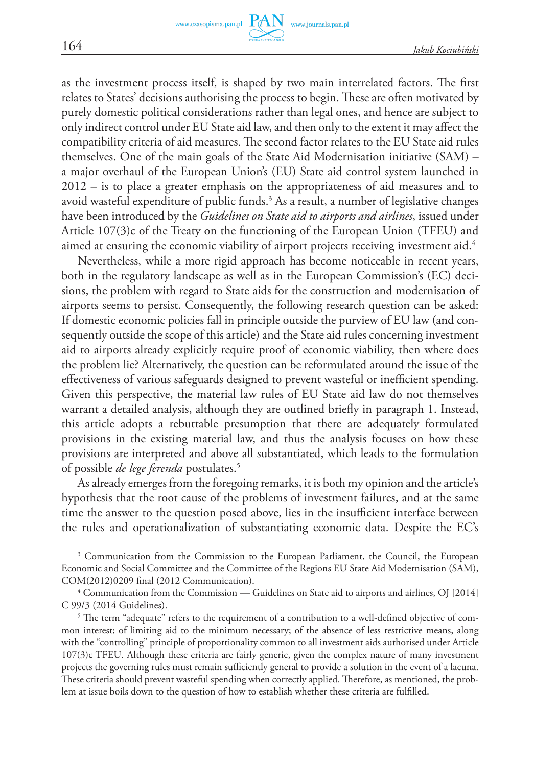as the investment process itself, is shaped by two main interrelated factors. The first relates to States' decisions authorising the process to begin. These are often motivated by purely domestic political considerations rather than legal ones, and hence are subject to only indirect control under EU State aid law, and then only to the extent it may affect the compatibility criteria of aid measures. The second factor relates to the EU State aid rules themselves. One of the main goals of the State Aid Modernisation initiative (SAM) – a major overhaul of the European Union's (EU) State aid control system launched in 2012 – is to place a greater emphasis on the appropriateness of aid measures and to avoid wasteful expenditure of public funds.[3] As a result, a number of legislative changes have been introduced by the *Guidelines on State aid to airports and airlines*, issued under Article 107(3)c of the Treaty on the functioning of the European Union (TFEU) and aimed at ensuring the economic viability of airport projects receiving investment aid.[4]

Nevertheless, while a more rigid approach has become noticeable in recent years, both in the regulatory landscape as well as in the European Commission's (EC) decisions, the problem with regard to State aids for the construction and modernisation of airports seems to persist. Consequently, the following research question can be asked: If domestic economic policies fall in principle outside the purview of EU law (and consequently outside the scope of this article) and the State aid rules concerning investment aid to airports already explicitly require proof of economic viability, then where does the problem lie? Alternatively, the question can be reformulated around the issue of the effectiveness of various safeguards designed to prevent wasteful or inefficient spending. Given this perspective, the material law rules of EU State aid law do not themselves warrant a detailed analysis, although they are outlined briefly in paragraph 1. Instead, this article adopts a rebuttable presumption that there are adequately formulated provisions in the existing material law, and thus the analysis focuses on how these provisions are interpreted and above all substantiated, which leads to the formulation of possible *de lege ferenda* postulates.[5]

As already emerges from the foregoing remarks, it is both my opinion and the article's hypothesis that the root cause of the problems of investment failures, and at the same time the answer to the question posed above, lies in the insufficient interface between the rules and operationalization of substantiating economic data. Despite the EC's

---

[3] Communication from the Commission to the European Parliament, the Council, the European Economic and Social Committee and the Committee of the Regions EU State Aid Modernisation (SAM), COM(2012)0209 final (2012 Communication).

[4] Communication from the Commission — Guidelines on State aid to airports and airlines, OJ [2014] C 99/3 (2014 Guidelines).

[5] The term "adequate" refers to the requirement of a contribution to a well-defined objective of common interest; of limiting aid to the minimum necessary; of the absence of less restrictive means, along with the "controlling" principle of proportionality common to all investment aids authorised under Article 107(3)c TFEU. Although these criteria are fairly generic, given the complex nature of many investment projects the governing rules must remain sufficiently general to provide a solution in the event of a lacuna. These criteria should prevent wasteful spending when correctly applied. Therefore, as mentioned, the problem at issue boils down to the question of how to establish whether these criteria are fulfilled.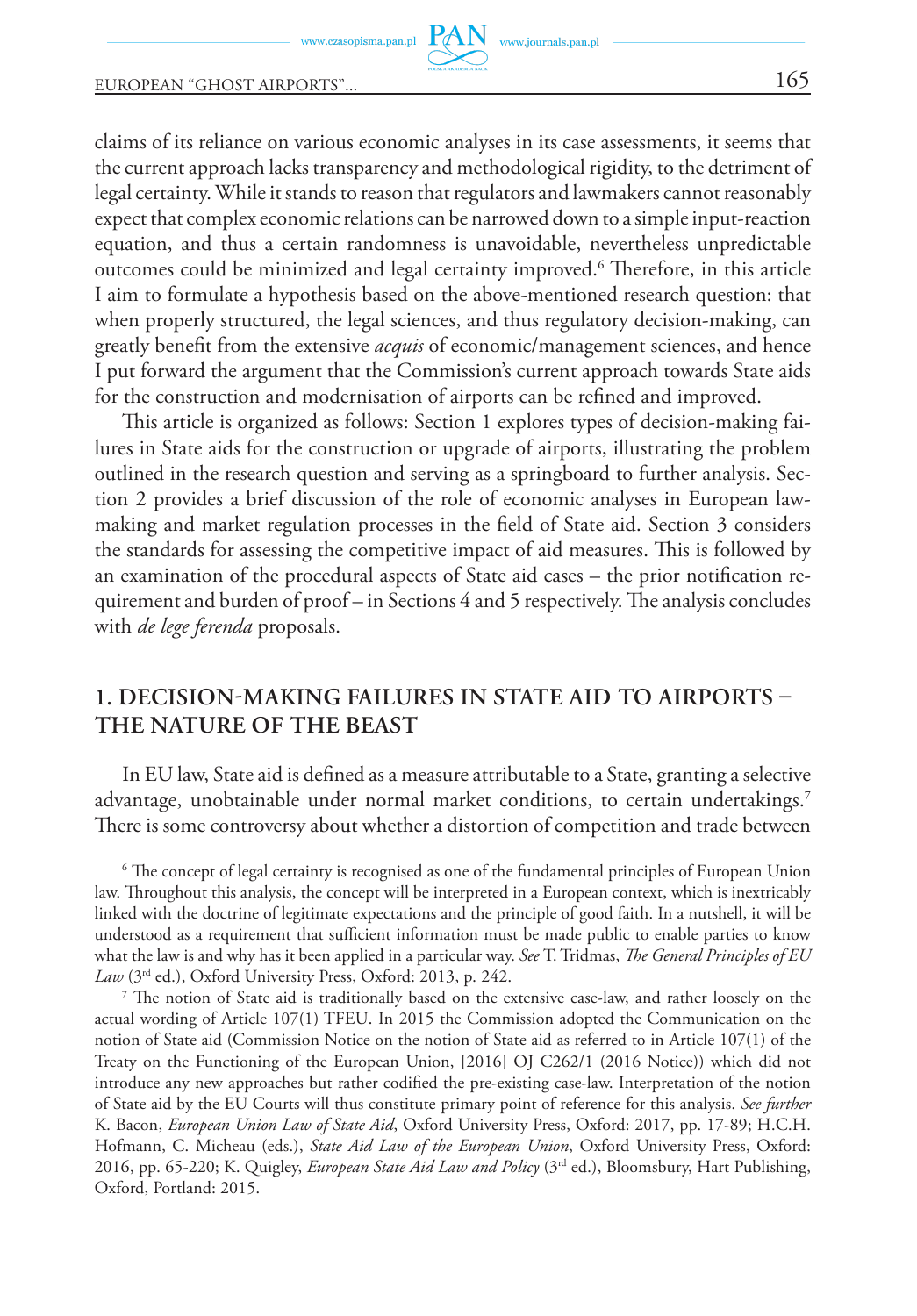claims of its reliance on various economic analyses in its case assessments, it seems that the current approach lacks transparency and methodological rigidity, to the detriment of legal certainty. While it stands to reason that regulators and lawmakers cannot reasonably expect that complex economic relations can be narrowed down to a simple input-reaction equation, and thus a certain randomness is unavoidable, nevertheless unpredictable outcomes could be minimized and legal certainty improved.[6] Therefore, in this article I aim to formulate a hypothesis based on the above-mentioned research question: that when properly structured, the legal sciences, and thus regulatory decision-making, can greatly benefit from the extensive *acquis* of economic/management sciences, and hence I put forward the argument that the Commission's current approach towards State aids for the construction and modernisation of airports can be refined and improved.

This article is organized as follows: Section 1 explores types of decision-making failures in State aids for the construction or upgrade of airports, illustrating the problem outlined in the research question and serving as a springboard to further analysis. Section 2 provides a brief discussion of the role of economic analyses in European law-making and market regulation processes in the field of State aid. Section 3 considers the standards for assessing the competitive impact of aid measures. This is followed by an examination of the procedural aspects of State aid cases – the prior notification requirement and burden of proof – in Sections 4 and 5 respectively. The analysis concludes with *de lege ferenda* proposals.

## 1. DECISION-MAKING FAILURES IN STATE AID TO AIRPORTS – THE NATURE OF THE BEAST

In EU law, State aid is defined as a measure attributable to a State, granting a selective advantage, unobtainable under normal market conditions, to certain undertakings.[7] There is some controversy about whether a distortion of competition and trade between

---

[6] The concept of legal certainty is recognised as one of the fundamental principles of European Union law. Throughout this analysis, the concept will be interpreted in a European context, which is inextricably linked with the doctrine of legitimate expectations and the principle of good faith. In a nutshell, it will be understood as a requirement that sufficient information must be made public to enable parties to know what the law is and why has it been applied in a particular way. *See* T. Tridmas, *The General Principles of EU Law* (3rd ed.), Oxford University Press, Oxford: 2013, p. 242.

[7] The notion of State aid is traditionally based on the extensive case-law, and rather loosely on the actual wording of Article 107(1) TFEU. In 2015 the Commission adopted the Communication on the notion of State aid (Commission Notice on the notion of State aid as referred to in Article 107(1) of the Treaty on the Functioning of the European Union, [2016] OJ C262/1 (2016 Notice)) which did not introduce any new approaches but rather codified the pre-existing case-law. Interpretation of the notion of State aid by the EU Courts will thus constitute primary point of reference for this analysis. *See further* K. Bacon, *European Union Law of State Aid*, Oxford University Press, Oxford: 2017, pp. 17-89; H.C.H. Hofmann, C. Micheau (eds.), *State Aid Law of the European Union*, Oxford University Press, Oxford: 2016, pp. 65-220; K. Quigley, *European State Aid Law and Policy* (3rd ed.), Bloomsbury, Hart Publishing, Oxford, Portland: 2015.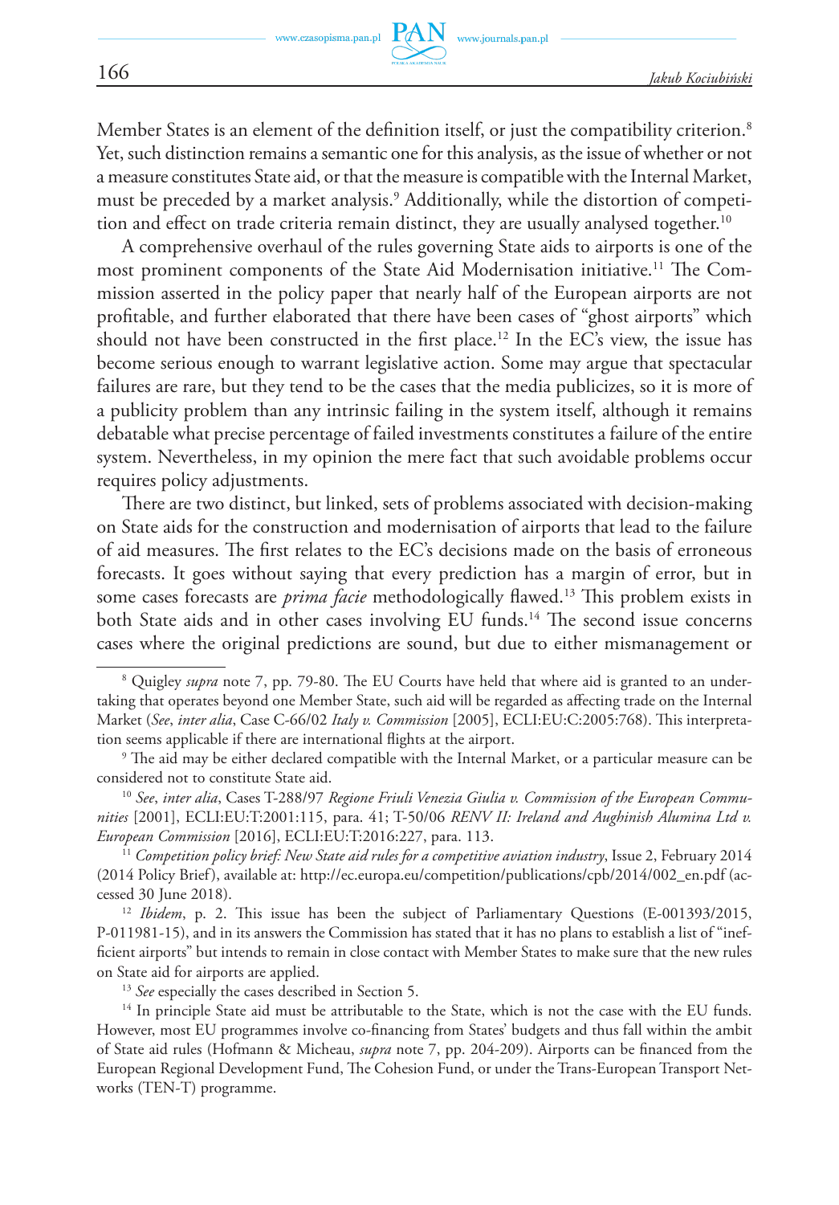Member States is an element of the definition itself, or just the compatibility criterion.[8] Yet, such distinction remains a semantic one for this analysis, as the issue of whether or not a measure constitutes State aid, or that the measure is compatible with the Internal Market, must be preceded by a market analysis.[9] Additionally, while the distortion of competition and effect on trade criteria remain distinct, they are usually analysed together.[10]

A comprehensive overhaul of the rules governing State aids to airports is one of the most prominent components of the State Aid Modernisation initiative.[11] The Commission asserted in the policy paper that nearly half of the European airports are not profitable, and further elaborated that there have been cases of "ghost airports" which should not have been constructed in the first place.[12] In the EC's view, the issue has become serious enough to warrant legislative action. Some may argue that spectacular failures are rare, but they tend to be the cases that the media publicizes, so it is more of a publicity problem than any intrinsic failing in the system itself, although it remains debatable what precise percentage of failed investments constitutes a failure of the entire system. Nevertheless, in my opinion the mere fact that such avoidable problems occur requires policy adjustments.

There are two distinct, but linked, sets of problems associated with decision-making on State aids for the construction and modernisation of airports that lead to the failure of aid measures. The first relates to the EC's decisions made on the basis of erroneous forecasts. It goes without saying that every prediction has a margin of error, but in some cases forecasts are *prima facie* methodologically flawed.[13] This problem exists in both State aids and in other cases involving EU funds.[14] The second issue concerns cases where the original predictions are sound, but due to either mismanagement or

---

[8] Quigley *supra* note 7, pp. 79-80. The EU Courts have held that where aid is granted to an undertaking that operates beyond one Member State, such aid will be regarded as affecting trade on the Internal Market (*See*, *inter alia*, Case C-66/02 *Italy v. Commission* [2005], ECLI:EU:C:2005:768). This interpretation seems applicable if there are international flights at the airport.

[9] The aid may be either declared compatible with the Internal Market, or a particular measure can be considered not to constitute State aid.

[10] *See*, *inter alia*, Cases T-288/97 *Regione Friuli Venezia Giulia v. Commission of the European Communities* [2001], ECLI:EU:T:2001:115, para. 41; T-50/06 *RENV II: Ireland and Aughinish Alumina Ltd v. European Commission* [2016], ECLI:EU:T:2016:227, para. 113.

[11] *Competition policy brief: New State aid rules for a competitive aviation industry*, Issue 2, February 2014 (2014 Policy Brief), available at: http://ec.europa.eu/competition/publications/cpb/2014/002_en.pdf (accessed 30 June 2018).

[12] *Ibidem*, p. 2. This issue has been the subject of Parliamentary Questions (E-001393/2015, P-011981-15), and in its answers the Commission has stated that it has no plans to establish a list of "inefficient airports" but intends to remain in close contact with Member States to make sure that the new rules on State aid for airports are applied.

[13] *See* especially the cases described in Section 5.

[14] In principle State aid must be attributable to the State, which is not the case with the EU funds. However, most EU programmes involve co-financing from States' budgets and thus fall within the ambit of State aid rules (Hofmann & Micheau, *supra* note 7, pp. 204-209). Airports can be financed from the European Regional Development Fund, The Cohesion Fund, or under the Trans-European Transport Networks (TEN-T) programme.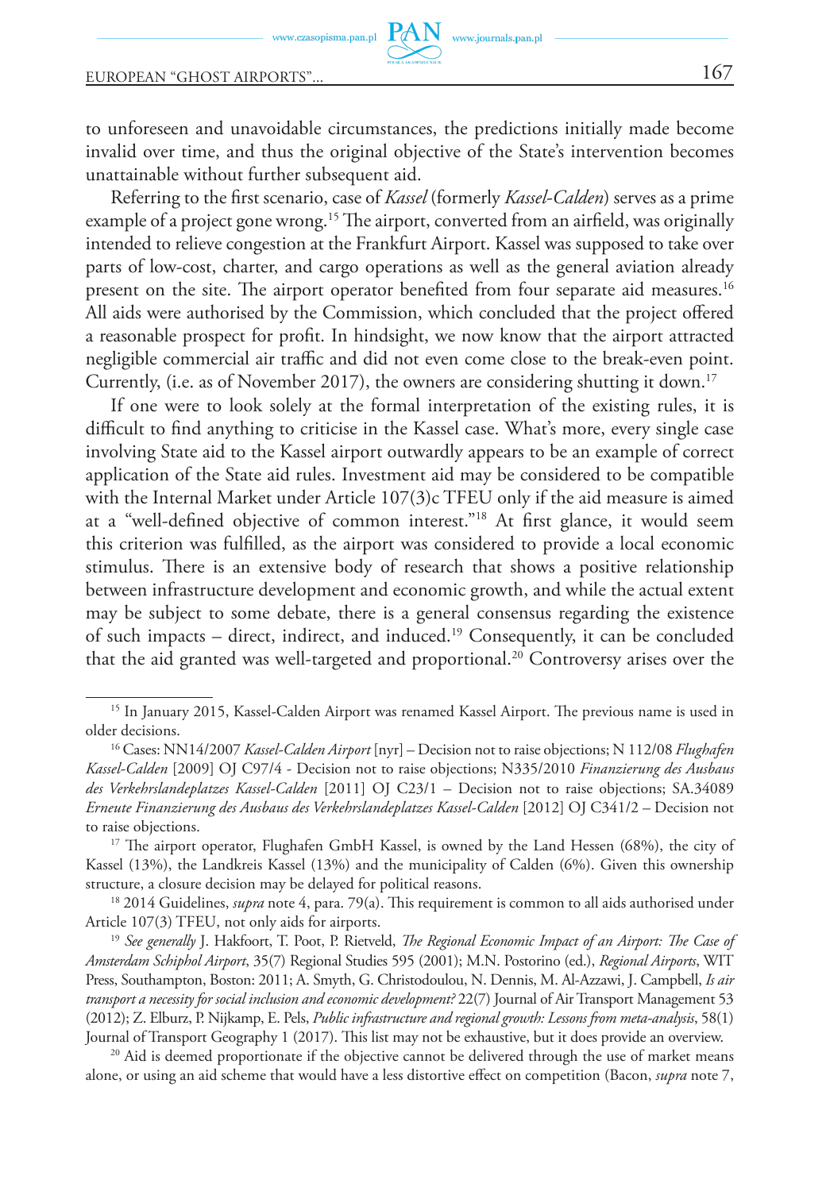to unforeseen and unavoidable circumstances, the predictions initially made become invalid over time, and thus the original objective of the State's intervention becomes unattainable without further subsequent aid.

Referring to the first scenario, case of *Kassel* (formerly *Kassel-Calden*) serves as a prime example of a project gone wrong.[15] The airport, converted from an airfield, was originally intended to relieve congestion at the Frankfurt Airport. Kassel was supposed to take over parts of low-cost, charter, and cargo operations as well as the general aviation already present on the site. The airport operator benefited from four separate aid measures.[16] All aids were authorised by the Commission, which concluded that the project offered a reasonable prospect for profit. In hindsight, we now know that the airport attracted negligible commercial air traffic and did not even come close to the break-even point. Currently, (i.e. as of November 2017), the owners are considering shutting it down.[17]

If one were to look solely at the formal interpretation of the existing rules, it is difficult to find anything to criticise in the Kassel case. What's more, every single case involving State aid to the Kassel airport outwardly appears to be an example of correct application of the State aid rules. Investment aid may be considered to be compatible with the Internal Market under Article 107(3)c TFEU only if the aid measure is aimed at a "well-defined objective of common interest."[18] At first glance, it would seem this criterion was fulfilled, as the airport was considered to provide a local economic stimulus. There is an extensive body of research that shows a positive relationship between infrastructure development and economic growth, and while the actual extent may be subject to some debate, there is a general consensus regarding the existence of such impacts – direct, indirect, and induced.[19] Consequently, it can be concluded that the aid granted was well-targeted and proportional.[20] Controversy arises over the

---

[15] In January 2015, Kassel-Calden Airport was renamed Kassel Airport. The previous name is used in older decisions.

[16] Cases: NN14/2007 *Kassel-Calden Airport* [nyr] – Decision not to raise objections; N 112/08 *Flughafen Kassel-Calden* [2009] OJ C97/4 - Decision not to raise objections; N335/2010 *Finanzierung des Ausbaus des Verkehrslandeplatzes Kassel-Calden* [2011] OJ C23/1 – Decision not to raise objections; SA.34089 *Erneute Finanzierung des Ausbaus des Verkehrslandeplatzes Kassel-Calden* [2012] OJ C341/2 – Decision not to raise objections.

[17] The airport operator, Flughafen GmbH Kassel, is owned by the Land Hessen (68%), the city of Kassel (13%), the Landkreis Kassel (13%) and the municipality of Calden (6%). Given this ownership structure, a closure decision may be delayed for political reasons.

[18] 2014 Guidelines, *supra* note 4, para. 79(a). This requirement is common to all aids authorised under Article 107(3) TFEU, not only aids for airports.

[19] *See generally* J. Hakfoort, T. Poot, P. Rietveld, *The Regional Economic Impact of an Airport: The Case of Amsterdam Schiphol Airport*, 35(7) Regional Studies 595 (2001); M.N. Postorino (ed.), *Regional Airports*, WIT Press, Southampton, Boston: 2011; A. Smyth, G. Christodoulou, N. Dennis, M. Al-Azzawi, J. Campbell, *Is air transport a necessity for social inclusion and economic development?* 22(7) Journal of Air Transport Management 53 (2012); Z. Elburz, P. Nijkamp, E. Pels, *Public infrastructure and regional growth: Lessons from meta-analysis*, 58(1) Journal of Transport Geography 1 (2017). This list may not be exhaustive, but it does provide an overview.

[20] Aid is deemed proportionate if the objective cannot be delivered through the use of market means alone, or using an aid scheme that would have a less distortive effect on competition (Bacon, *supra* note 7,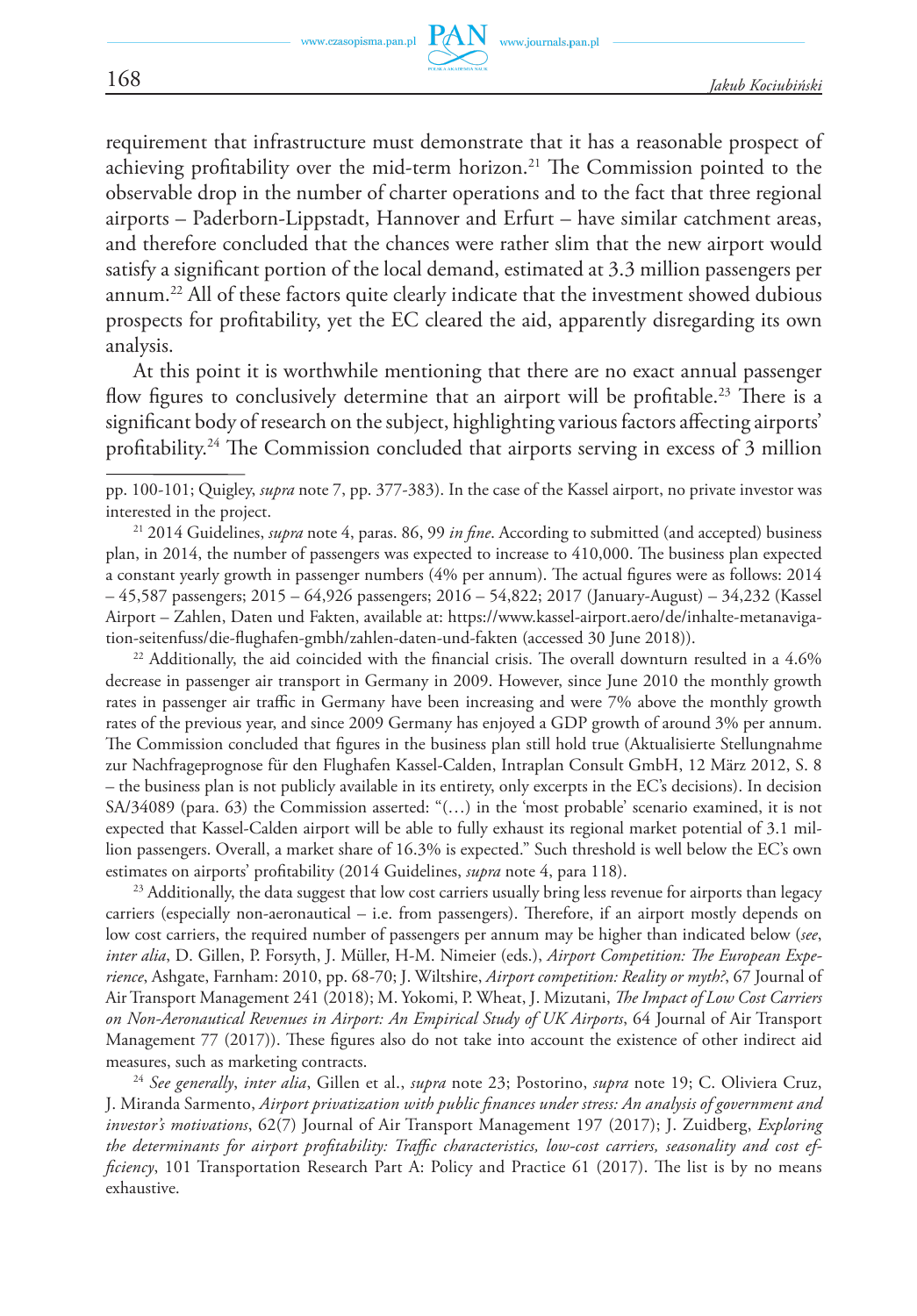requirement that infrastructure must demonstrate that it has a reasonable prospect of achieving profitability over the mid-term horizon.[21] The Commission pointed to the observable drop in the number of charter operations and to the fact that three regional airports – Paderborn-Lippstadt, Hannover and Erfurt – have similar catchment areas, and therefore concluded that the chances were rather slim that the new airport would satisfy a significant portion of the local demand, estimated at 3.3 million passengers per annum.[22] All of these factors quite clearly indicate that the investment showed dubious prospects for profitability, yet the EC cleared the aid, apparently disregarding its own analysis.

At this point it is worthwhile mentioning that there are no exact annual passenger flow figures to conclusively determine that an airport will be profitable.[23] There is a significant body of research on the subject, highlighting various factors affecting airports' profitability.[24] The Commission concluded that airports serving in excess of 3 million

---

pp. 100-101; Quigley, *supra* note 7, pp. 377-383). In the case of the Kassel airport, no private investor was interested in the project.

[21] 2014 Guidelines, *supra* note 4, paras. 86, 99 *in fine*. According to submitted (and accepted) business plan, in 2014, the number of passengers was expected to increase to 410,000. The business plan expected a constant yearly growth in passenger numbers (4% per annum). The actual figures were as follows: 2014 – 45,587 passengers; 2015 – 64,926 passengers; 2016 – 54,822; 2017 (January-August) – 34,232 (Kassel Airport – Zahlen, Daten und Fakten, available at: https://www.kassel-airport.aero/de/inhalte-metanavigation-seitenfuss/die-flughafen-gmbh/zahlen-daten-und-fakten (accessed 30 June 2018)).

[22] Additionally, the aid coincided with the financial crisis. The overall downturn resulted in a 4.6% decrease in passenger air transport in Germany in 2009. However, since June 2010 the monthly growth rates in passenger air traffic in Germany have been increasing and were 7% above the monthly growth rates of the previous year, and since 2009 Germany has enjoyed a GDP growth of around 3% per annum. The Commission concluded that figures in the business plan still hold true (Aktualisierte Stellungnahme zur Nachfrageprognose für den Flughafen Kassel-Calden, Intraplan Consult GmbH, 12 März 2012, S. 8 – the business plan is not publicly available in its entirety, only excerpts in the EC's decisions). In decision SA/34089 (para. 63) the Commission asserted: "(…) in the 'most probable' scenario examined, it is not expected that Kassel-Calden airport will be able to fully exhaust its regional market potential of 3.1 million passengers. Overall, a market share of 16.3% is expected." Such threshold is well below the EC's own estimates on airports' profitability (2014 Guidelines, *supra* note 4, para 118).

[23] Additionally, the data suggest that low cost carriers usually bring less revenue for airports than legacy carriers (especially non-aeronautical – i.e. from passengers). Therefore, if an airport mostly depends on low cost carriers, the required number of passengers per annum may be higher than indicated below (*see*, *inter alia*, D. Gillen, P. Forsyth, J. Müller, H-M. Nimeier (eds.), *Airport Competition: The European Experience*, Ashgate, Farnham: 2010, pp. 68-70; J. Wiltshire, *Airport competition: Reality or myth?*, 67 Journal of Air Transport Management 241 (2018); M. Yokomi, P. Wheat, J. Mizutani, *The Impact of Low Cost Carriers on Non-Aeronautical Revenues in Airport: An Empirical Study of UK Airports*, 64 Journal of Air Transport Management 77 (2017)). These figures also do not take into account the existence of other indirect aid measures, such as marketing contracts.

[24] *See generally*, *inter alia*, Gillen et al., *supra* note 23; Postorino, *supra* note 19; C. Oliviera Cruz, J. Miranda Sarmento, *Airport privatization with public finances under stress: An analysis of government and investor's motivations*, 62(7) Journal of Air Transport Management 197 (2017); J. Zuidberg, *Exploring the determinants for airport profitability: Traffic characteristics, low-cost carriers, seasonality and cost efficiency*, 101 Transportation Research Part A: Policy and Practice 61 (2017). The list is by no means exhaustive.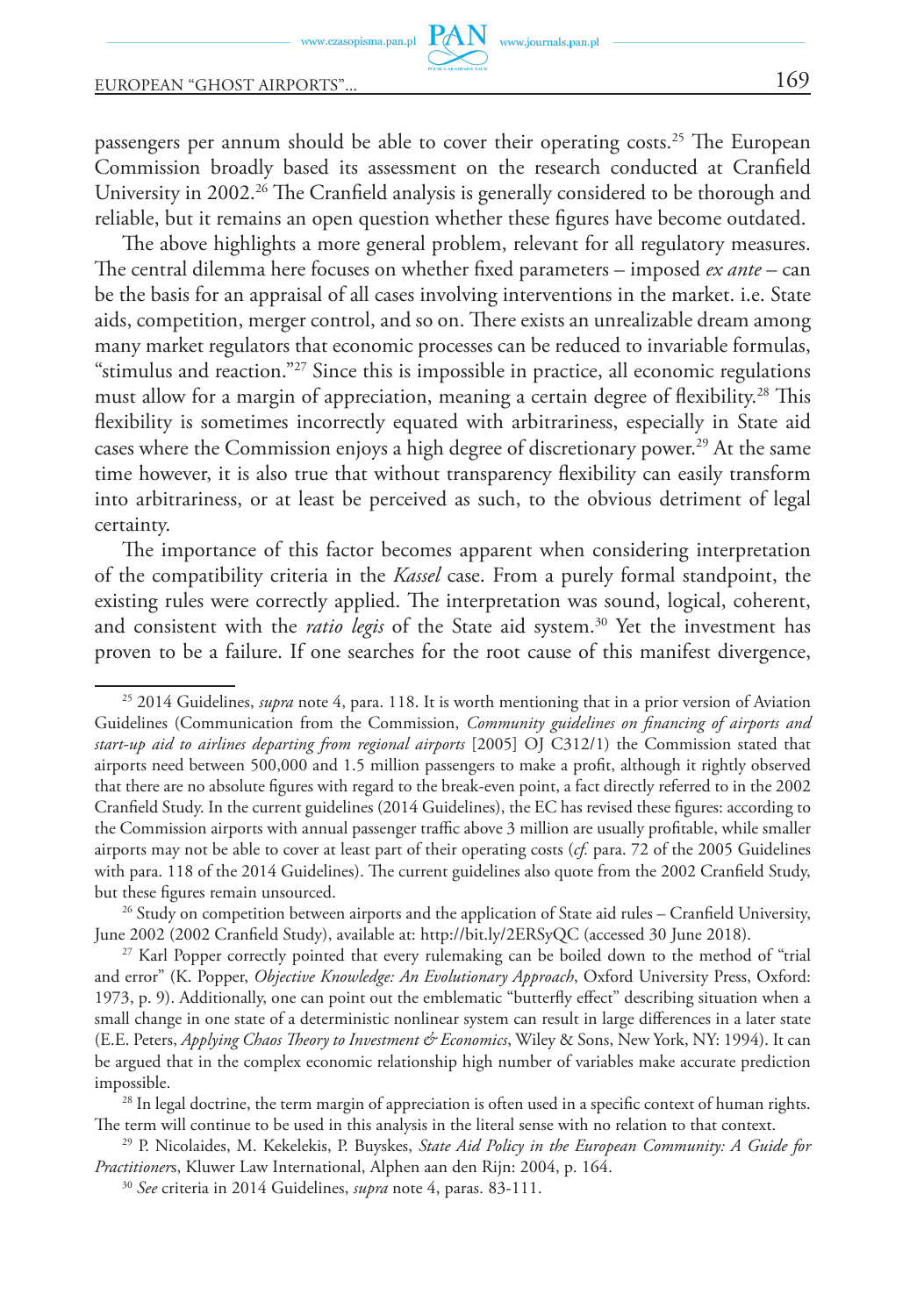passengers per annum should be able to cover their operating costs.[25] The European Commission broadly based its assessment on the research conducted at Cranfield University in 2002.[26] The Cranfield analysis is generally considered to be thorough and reliable, but it remains an open question whether these figures have become outdated.

The above highlights a more general problem, relevant for all regulatory measures. The central dilemma here focuses on whether fixed parameters – imposed *ex ante* – can be the basis for an appraisal of all cases involving interventions in the market. i.e. State aids, competition, merger control, and so on. There exists an unrealizable dream among many market regulators that economic processes can be reduced to invariable formulas, "stimulus and reaction."[27] Since this is impossible in practice, all economic regulations must allow for a margin of appreciation, meaning a certain degree of flexibility.[28] This flexibility is sometimes incorrectly equated with arbitrariness, especially in State aid cases where the Commission enjoys a high degree of discretionary power.[29] At the same time however, it is also true that without transparency flexibility can easily transform into arbitrariness, or at least be perceived as such, to the obvious detriment of legal certainty.

The importance of this factor becomes apparent when considering interpretation of the compatibility criteria in the *Kassel* case. From a purely formal standpoint, the existing rules were correctly applied. The interpretation was sound, logical, coherent, and consistent with the *ratio legis* of the State aid system.[30] Yet the investment has proven to be a failure. If one searches for the root cause of this manifest divergence,

---

[25] 2014 Guidelines, *supra* note 4, para. 118. It is worth mentioning that in a prior version of Aviation Guidelines (Communication from the Commission, *Community guidelines on financing of airports and start-up aid to airlines departing from regional airports* [2005] OJ C312/1) the Commission stated that airports need between 500,000 and 1.5 million passengers to make a profit, although it rightly observed that there are no absolute figures with regard to the break-even point, a fact directly referred to in the 2002 Cranfield Study. In the current guidelines (2014 Guidelines), the EC has revised these figures: according to the Commission airports with annual passenger traffic above 3 million are usually profitable, while smaller airports may not be able to cover at least part of their operating costs (*cf.* para. 72 of the 2005 Guidelines with para. 118 of the 2014 Guidelines). The current guidelines also quote from the 2002 Cranfield Study, but these figures remain unsourced.

[26] Study on competition between airports and the application of State aid rules – Cranfield University, June 2002 (2002 Cranfield Study), available at: http://bit.ly/2ERSyQC (accessed 30 June 2018).

[27] Karl Popper correctly pointed that every rulemaking can be boiled down to the method of "trial and error" (K. Popper, *Objective Knowledge: An Evolutionary Approach*, Oxford University Press, Oxford: 1973, p. 9). Additionally, one can point out the emblematic "butterfly effect" describing situation when a small change in one state of a deterministic nonlinear system can result in large differences in a later state (E.E. Peters, *Applying Chaos Theory to Investment & Economics*, Wiley & Sons, New York, NY: 1994). It can be argued that in the complex economic relationship high number of variables make accurate prediction impossible.

[28] In legal doctrine, the term margin of appreciation is often used in a specific context of human rights. The term will continue to be used in this analysis in the literal sense with no relation to that context.

[29] P. Nicolaides, M. Kekelekis, P. Buyskes, *State Aid Policy in the European Community: A Guide for Practitioners*, Kluwer Law International, Alphen aan den Rijn: 2004, p. 164.

[30] *See* criteria in 2014 Guidelines, *supra* note 4, paras. 83-111.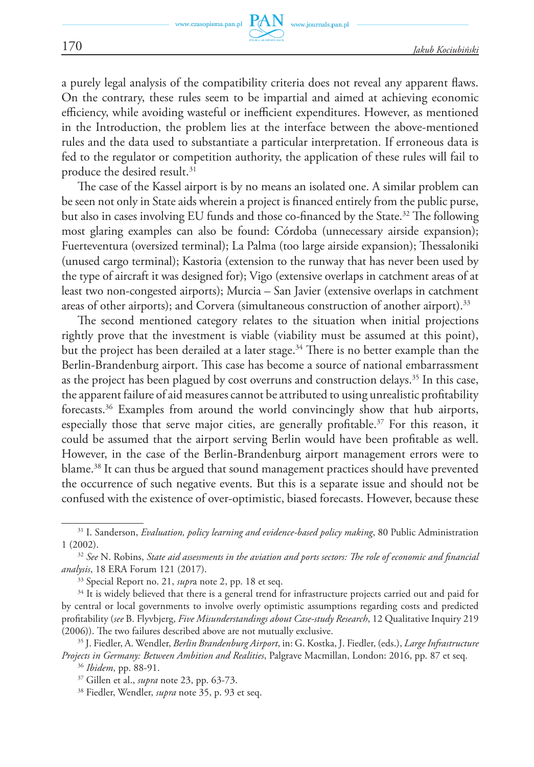a purely legal analysis of the compatibility criteria does not reveal any apparent flaws. On the contrary, these rules seem to be impartial and aimed at achieving economic efficiency, while avoiding wasteful or inefficient expenditures. However, as mentioned in the Introduction, the problem lies at the interface between the above-mentioned rules and the data used to substantiate a particular interpretation. If erroneous data is fed to the regulator or competition authority, the application of these rules will fail to produce the desired result.[31]

The case of the Kassel airport is by no means an isolated one. A similar problem can be seen not only in State aids wherein a project is financed entirely from the public purse, but also in cases involving EU funds and those co-financed by the State.[32] The following most glaring examples can also be found: Córdoba (unnecessary airside expansion); Fuerteventura (oversized terminal); La Palma (too large airside expansion); Thessaloniki (unused cargo terminal); Kastoria (extension to the runway that has never been used by the type of aircraft it was designed for); Vigo (extensive overlaps in catchment areas of at least two non-congested airports); Murcia – San Javier (extensive overlaps in catchment areas of other airports); and Corvera (simultaneous construction of another airport).[33]

The second mentioned category relates to the situation when initial projections rightly prove that the investment is viable (viability must be assumed at this point), but the project has been derailed at a later stage.[34] There is no better example than the Berlin-Brandenburg airport. This case has become a source of national embarrassment as the project has been plagued by cost overruns and construction delays.[35] In this case, the apparent failure of aid measures cannot be attributed to using unrealistic profitability forecasts.[36] Examples from around the world convincingly show that hub airports, especially those that serve major cities, are generally profitable.[37] For this reason, it could be assumed that the airport serving Berlin would have been profitable as well. However, in the case of the Berlin-Brandenburg airport management errors were to blame.[38] It can thus be argued that sound management practices should have prevented the occurrence of such negative events. But this is a separate issue and should not be confused with the existence of over-optimistic, biased forecasts. However, because these

---

[31] I. Sanderson, *Evaluation, policy learning and evidence-based policy making*, 80 Public Administration 1 (2002).

[32] *See* N. Robins, *State aid assessments in the aviation and ports sectors: The role of economic and financial analysis*, 18 ERA Forum 121 (2017).

[33] Special Report no. 21, *supra* note 2, pp. 18 et seq.

[34] It is widely believed that there is a general trend for infrastructure projects carried out and paid for by central or local governments to involve overly optimistic assumptions regarding costs and predicted profitability (*see* B. Flyvbjerg, *Five Misunderstandings about Case-study Research*, 12 Qualitative Inquiry 219 (2006)). The two failures described above are not mutually exclusive.

[35] J. Fiedler, A. Wendler, *Berlin Brandenburg Airport*, in: G. Kostka, J. Fiedler, (eds.), *Large Infrastructure Projects in Germany: Between Ambition and Realities*, Palgrave Macmillan, London: 2016, pp. 87 et seq.

[36] *Ibidem*, pp. 88-91.

[37] Gillen et al., *supra* note 23, pp. 63-73.

[38] Fiedler, Wendler, *supra* note 35, p. 93 et seq.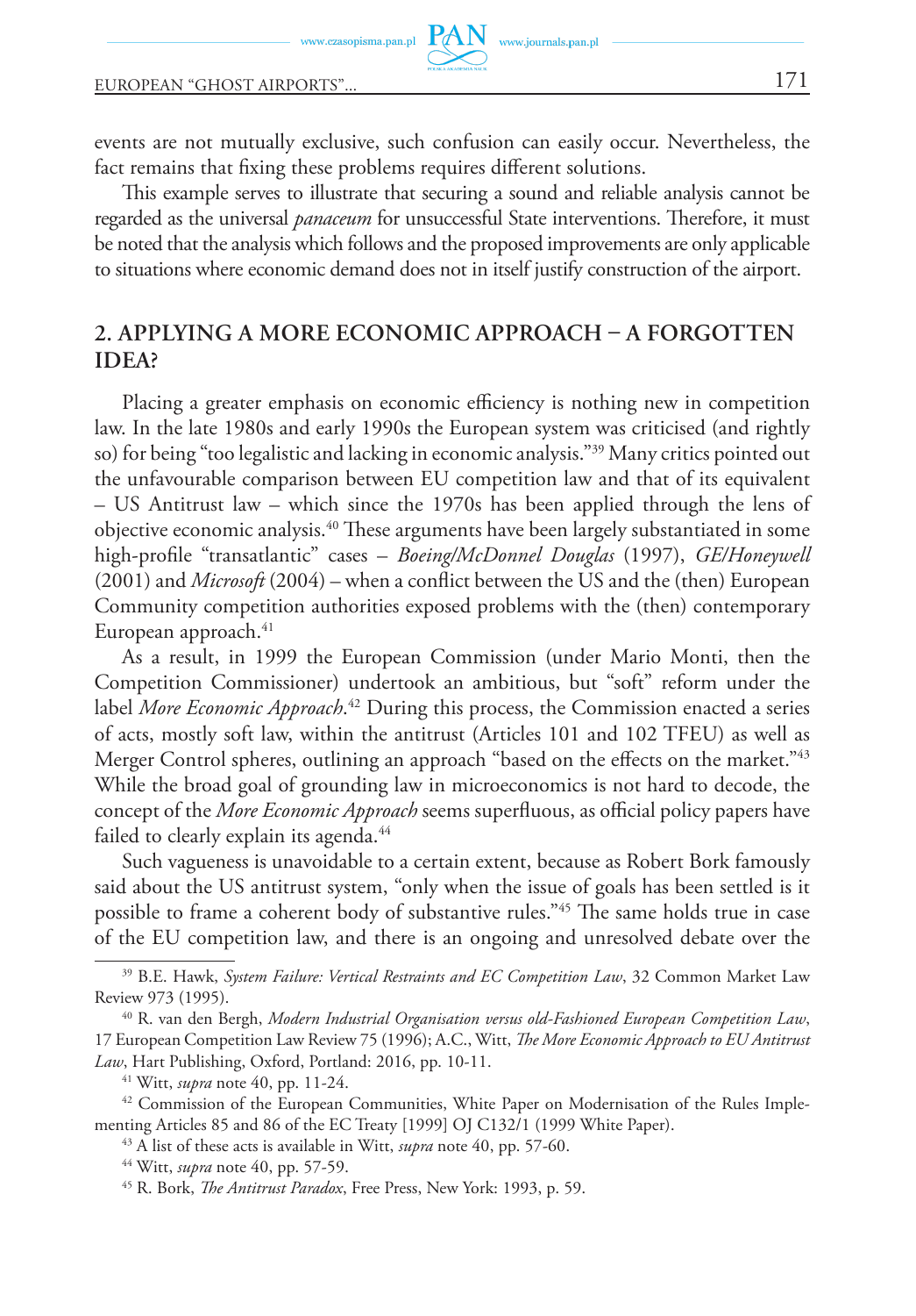events are not mutually exclusive, such confusion can easily occur. Nevertheless, the fact remains that fixing these problems requires different solutions.

This example serves to illustrate that securing a sound and reliable analysis cannot be regarded as the universal *panaceum* for unsuccessful State interventions. Therefore, it must be noted that the analysis which follows and the proposed improvements are only applicable to situations where economic demand does not in itself justify construction of the airport.

## 2. APPLYING A MORE ECONOMIC APPROACH – A FORGOTTEN IDEA?

Placing a greater emphasis on economic efficiency is nothing new in competition law. In the late 1980s and early 1990s the European system was criticised (and rightly so) for being "too legalistic and lacking in economic analysis."[39] Many critics pointed out the unfavourable comparison between EU competition law and that of its equivalent – US Antitrust law – which since the 1970s has been applied through the lens of objective economic analysis.[40] These arguments have been largely substantiated in some high-profile "transatlantic" cases – *Boeing/McDonnel Douglas* (1997), *GE/Honeywell* (2001) and *Microsoft* (2004) – when a conflict between the US and the (then) European Community competition authorities exposed problems with the (then) contemporary European approach.[41]

As a result, in 1999 the European Commission (under Mario Monti, then the Competition Commissioner) undertook an ambitious, but "soft" reform under the label *More Economic Approach*.[42] During this process, the Commission enacted a series of acts, mostly soft law, within the antitrust (Articles 101 and 102 TFEU) as well as Merger Control spheres, outlining an approach "based on the effects on the market."[43] While the broad goal of grounding law in microeconomics is not hard to decode, the concept of the *More Economic Approach* seems superfluous, as official policy papers have failed to clearly explain its agenda.[44]

Such vagueness is unavoidable to a certain extent, because as Robert Bork famously said about the US antitrust system, "only when the issue of goals has been settled is it possible to frame a coherent body of substantive rules."[45] The same holds true in case of the EU competition law, and there is an ongoing and unresolved debate over the

---

[39] B.E. Hawk, *System Failure: Vertical Restraints and EC Competition Law*, 32 Common Market Law Review 973 (1995).

[40] R. van den Bergh, *Modern Industrial Organisation versus old-Fashioned European Competition Law*, 17 European Competition Law Review 75 (1996); A.C., Witt, *The More Economic Approach to EU Antitrust Law*, Hart Publishing, Oxford, Portland: 2016, pp. 10-11.

[41] Witt, *supra* note 40, pp. 11-24.

[42] Commission of the European Communities, White Paper on Modernisation of the Rules Implementing Articles 85 and 86 of the EC Treaty [1999] OJ C132/1 (1999 White Paper).

[43] A list of these acts is available in Witt, *supra* note 40, pp. 57-60.

[44] Witt, *supra* note 40, pp. 57-59.

[45] R. Bork, *The Antitrust Paradox*, Free Press, New York: 1993, p. 59.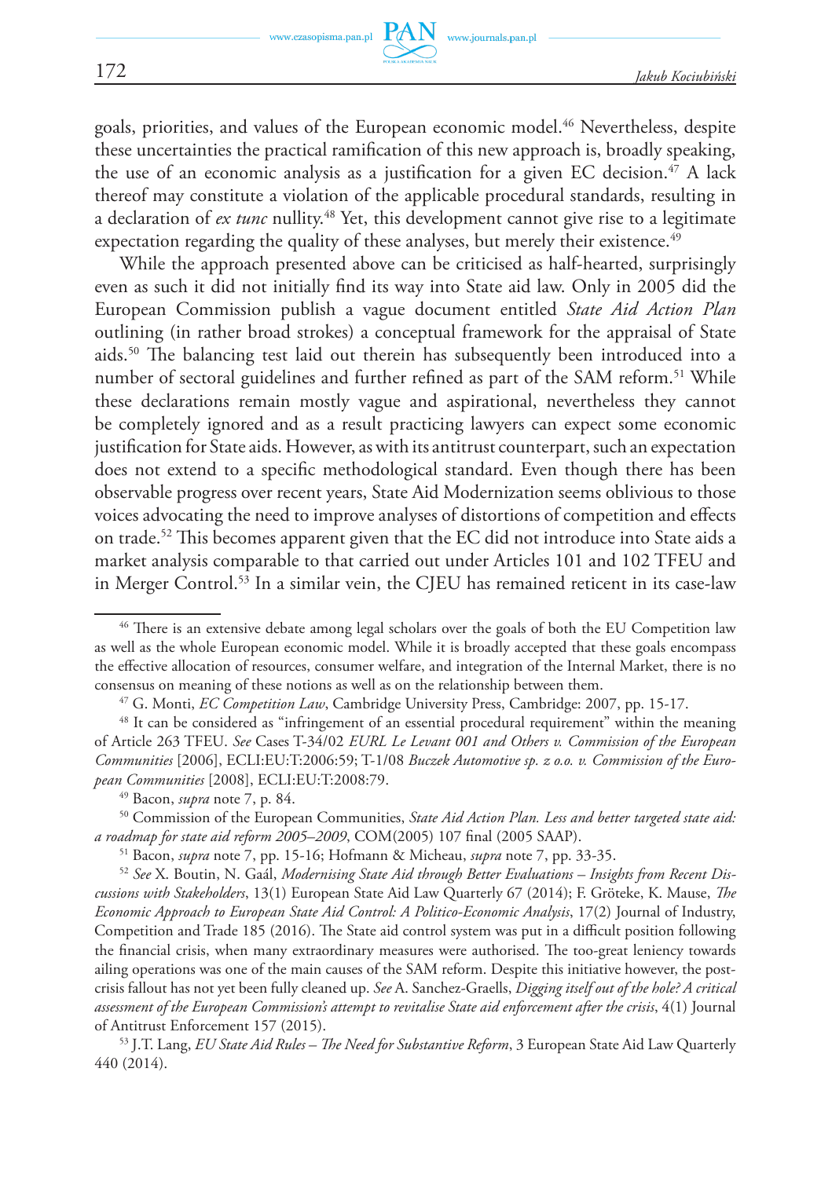goals, priorities, and values of the European economic model.[46] Nevertheless, despite these uncertainties the practical ramification of this new approach is, broadly speaking, the use of an economic analysis as a justification for a given EC decision.[47] A lack thereof may constitute a violation of the applicable procedural standards, resulting in a declaration of *ex tunc* nullity.[48] Yet, this development cannot give rise to a legitimate expectation regarding the quality of these analyses, but merely their existence.[49]

While the approach presented above can be criticised as half-hearted, surprisingly even as such it did not initially find its way into State aid law. Only in 2005 did the European Commission publish a vague document entitled *State Aid Action Plan* outlining (in rather broad strokes) a conceptual framework for the appraisal of State aids.[50] The balancing test laid out therein has subsequently been introduced into a number of sectoral guidelines and further refined as part of the SAM reform.[51] While these declarations remain mostly vague and aspirational, nevertheless they cannot be completely ignored and as a result practicing lawyers can expect some economic justification for State aids. However, as with its antitrust counterpart, such an expectation does not extend to a specific methodological standard. Even though there has been observable progress over recent years, State Aid Modernization seems oblivious to those voices advocating the need to improve analyses of distortions of competition and effects on trade.[52] This becomes apparent given that the EC did not introduce into State aids a market analysis comparable to that carried out under Articles 101 and 102 TFEU and in Merger Control.[53] In a similar vein, the CJEU has remained reticent in its case-law

---

[46] There is an extensive debate among legal scholars over the goals of both the EU Competition law as well as the whole European economic model. While it is broadly accepted that these goals encompass the effective allocation of resources, consumer welfare, and integration of the Internal Market, there is no consensus on meaning of these notions as well as on the relationship between them.

[47] G. Monti, *EC Competition Law*, Cambridge University Press, Cambridge: 2007, pp. 15-17.

[48] It can be considered as "infringement of an essential procedural requirement" within the meaning of Article 263 TFEU. *See* Cases T-34/02 *EURL Le Levant 001 and Others v. Commission of the European Communities* [2006], ECLI:EU:T:2006:59; T-1/08 *Buczek Automotive sp. z o.o. v. Commission of the European Communities* [2008], ECLI:EU:T:2008:79.

[49] Bacon, *supra* note 7, p. 84.

[50] Commission of the European Communities, *State Aid Action Plan. Less and better targeted state aid: a roadmap for state aid reform 2005–2009*, COM(2005) 107 final (2005 SAAP).

[51] Bacon, *supra* note 7, pp. 15-16; Hofmann & Micheau, *supra* note 7, pp. 33-35.

[52] *See* X. Boutin, N. Gaál, *Modernising State Aid through Better Evaluations – Insights from Recent Discussions with Stakeholders*, 13(1) European State Aid Law Quarterly 67 (2014); F. Gröteke, K. Mause, *The Economic Approach to European State Aid Control: A Politico-Economic Analysis*, 17(2) Journal of Industry, Competition and Trade 185 (2016). The State aid control system was put in a difficult position following the financial crisis, when many extraordinary measures were authorised. The too-great leniency towards ailing operations was one of the main causes of the SAM reform. Despite this initiative however, the post-crisis fallout has not yet been fully cleaned up. *See* A. Sanchez-Graells, *Digging itself out of the hole? A critical assessment of the European Commission's attempt to revitalise State aid enforcement after the crisis*, 4(1) Journal of Antitrust Enforcement 157 (2015).

[53] J.T. Lang, *EU State Aid Rules – The Need for Substantive Reform*, 3 European State Aid Law Quarterly 440 (2014).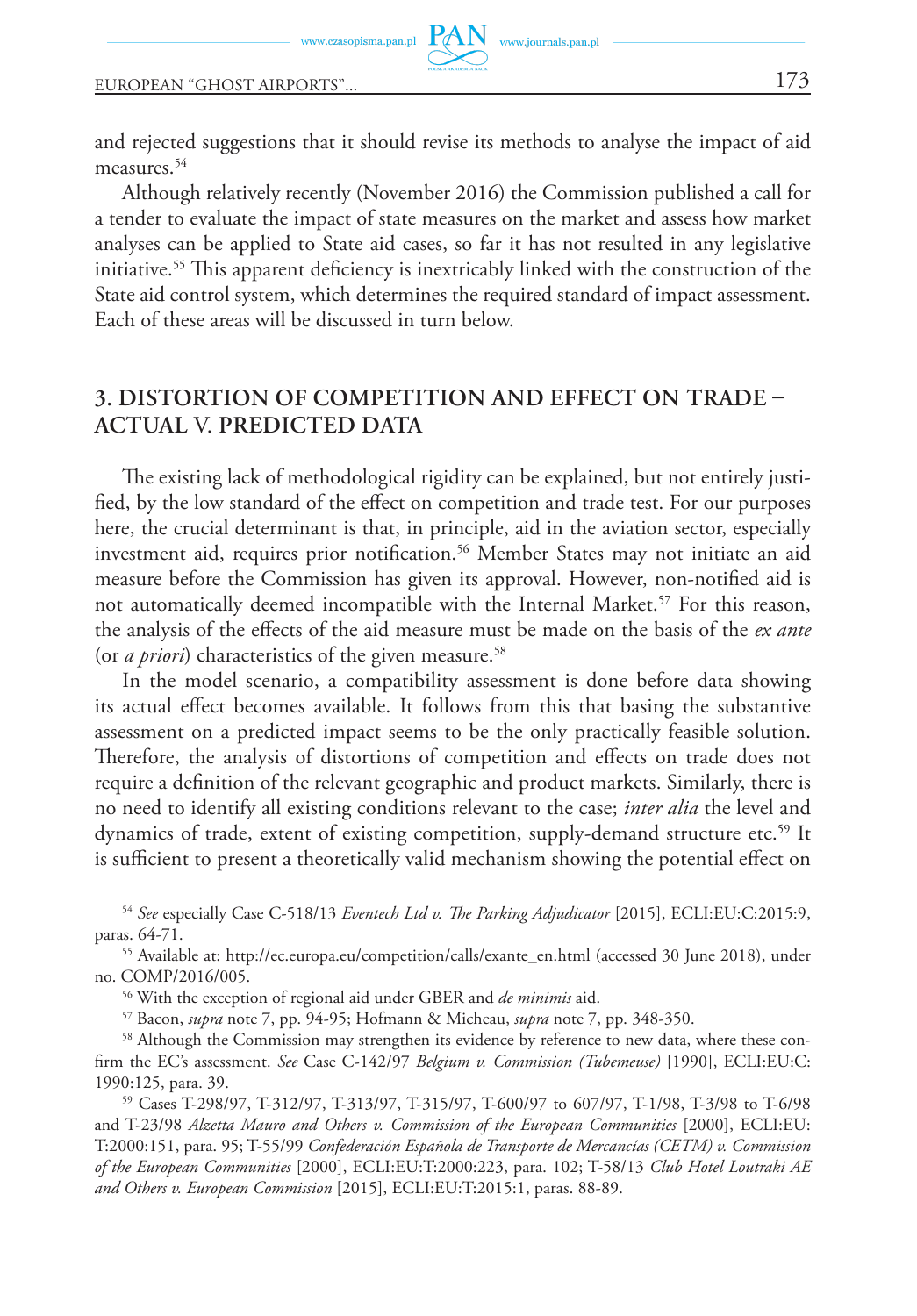and rejected suggestions that it should revise its methods to analyse the impact of aid measures.[54]

Although relatively recently (November 2016) the Commission published a call for a tender to evaluate the impact of state measures on the market and assess how market analyses can be applied to State aid cases, so far it has not resulted in any legislative initiative.[55] This apparent deficiency is inextricably linked with the construction of the State aid control system, which determines the required standard of impact assessment. Each of these areas will be discussed in turn below.

## 3. DISTORTION OF COMPETITION AND EFFECT ON TRADE – ACTUAL V. PREDICTED DATA

The existing lack of methodological rigidity can be explained, but not entirely justified, by the low standard of the effect on competition and trade test. For our purposes here, the crucial determinant is that, in principle, aid in the aviation sector, especially investment aid, requires prior notification.[56] Member States may not initiate an aid measure before the Commission has given its approval. However, non-notified aid is not automatically deemed incompatible with the Internal Market.[57] For this reason, the analysis of the effects of the aid measure must be made on the basis of the *ex ante* (or *a priori*) characteristics of the given measure.[58]

In the model scenario, a compatibility assessment is done before data showing its actual effect becomes available. It follows from this that basing the substantive assessment on a predicted impact seems to be the only practically feasible solution. Therefore, the analysis of distortions of competition and effects on trade does not require a definition of the relevant geographic and product markets. Similarly, there is no need to identify all existing conditions relevant to the case; *inter alia* the level and dynamics of trade, extent of existing competition, supply-demand structure etc.[59] It is sufficient to present a theoretically valid mechanism showing the potential effect on

[54] *See* especially Case C-518/13 *Eventech Ltd v. The Parking Adjudicator* [2015], ECLI:EU:C:2015:9, paras. 64-71.

[55] Available at: http://ec.europa.eu/competition/calls/exante_en.html (accessed 30 June 2018), under no. COMP/2016/005.

[56] With the exception of regional aid under GBER and *de minimis* aid.

[57] Bacon, *supra* note 7, pp. 94-95; Hofmann & Micheau, *supra* note 7, pp. 348-350.

[58] Although the Commission may strengthen its evidence by reference to new data, where these confirm the EC's assessment. *See* Case C-142/97 *Belgium v. Commission (Tubemeuse)* [1990], ECLI:EU:C:1990:125, para. 39.

[59] Cases T-298/97, T-312/97, T-313/97, T-315/97, T-600/97 to 607/97, T-1/98, T-3/98 to T-6/98 and T-23/98 *Alzetta Mauro and Others v. Commission of the European Communities* [2000], ECLI:EU:T:2000:151, para. 95; T-55/99 *Confederación Española de Transporte de Mercancías (CETM) v. Commission of the European Communities* [2000], ECLI:EU:T:2000:223, para. 102; T-58/13 *Club Hotel Loutraki AE and Others v. European Commission* [2015], ECLI:EU:T:2015:1, paras. 88-89.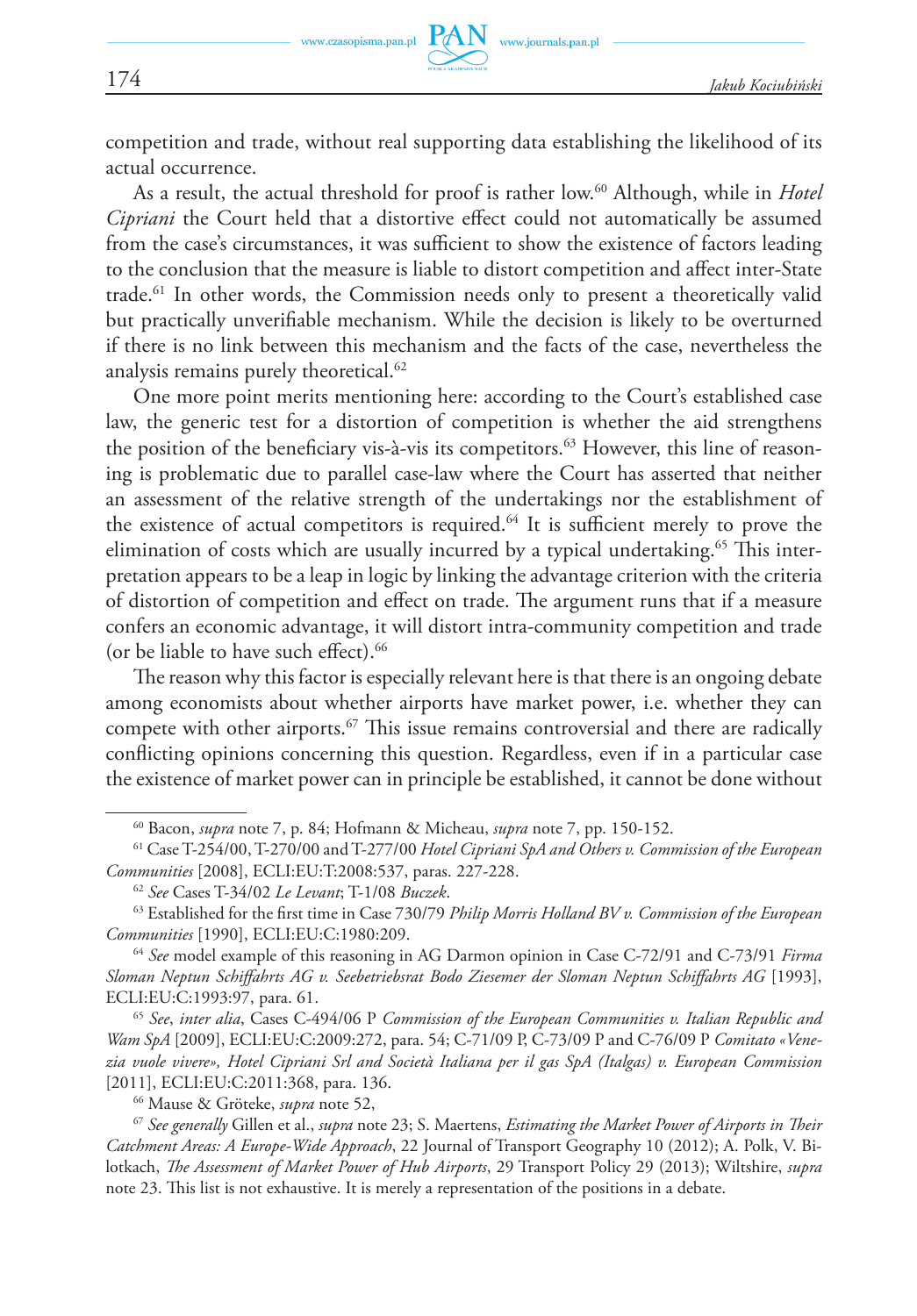competition and trade, without real supporting data establishing the likelihood of its actual occurrence.

As a result, the actual threshold for proof is rather low.[60] Although, while in *Hotel Cipriani* the Court held that a distortive effect could not automatically be assumed from the case's circumstances, it was sufficient to show the existence of factors leading to the conclusion that the measure is liable to distort competition and affect inter-State trade.[61] In other words, the Commission needs only to present a theoretically valid but practically unverifiable mechanism. While the decision is likely to be overturned if there is no link between this mechanism and the facts of the case, nevertheless the analysis remains purely theoretical.[62]

One more point merits mentioning here: according to the Court's established case law, the generic test for a distortion of competition is whether the aid strengthens the position of the beneficiary vis-à-vis its competitors.[63] However, this line of reasoning is problematic due to parallel case-law where the Court has asserted that neither an assessment of the relative strength of the undertakings nor the establishment of the existence of actual competitors is required.[64] It is sufficient merely to prove the elimination of costs which are usually incurred by a typical undertaking.[65] This interpretation appears to be a leap in logic by linking the advantage criterion with the criteria of distortion of competition and effect on trade. The argument runs that if a measure confers an economic advantage, it will distort intra-community competition and trade (or be liable to have such effect).[66]

The reason why this factor is especially relevant here is that there is an ongoing debate among economists about whether airports have market power, i.e. whether they can compete with other airports.[67] This issue remains controversial and there are radically conflicting opinions concerning this question. Regardless, even if in a particular case the existence of market power can in principle be established, it cannot be done without

---

[60] Bacon, *supra* note 7, p. 84; Hofmann & Micheau, *supra* note 7, pp. 150-152.

[61] Case T-254/00, T-270/00 and T-277/00 *Hotel Cipriani SpA and Others v. Commission of the European Communities* [2008], ECLI:EU:T:2008:537, paras. 227-228.

[62] *See* Cases T-34/02 *Le Levant*; T-1/08 *Buczek*.

[63] Established for the first time in Case 730/79 *Philip Morris Holland BV v. Commission of the European Communities* [1990], ECLI:EU:C:1980:209.

[64] *See* model example of this reasoning in AG Darmon opinion in Case C-72/91 and C-73/91 *Firma Sloman Neptun Schiffahrts AG v. Seebetriebsrat Bodo Ziesemer der Sloman Neptun Schiffahrts AG* [1993], ECLI:EU:C:1993:97, para. 61.

[65] *See*, *inter alia*, Cases C-494/06 P *Commission of the European Communities v. Italian Republic and Wam SpA* [2009], ECLI:EU:C:2009:272, para. 54; C-71/09 P, C-73/09 P and C-76/09 P *Comitato «Venezia vuole vivere», Hotel Cipriani Srl and Società Italiana per il gas SpA (Italgas) v. European Commission* [2011], ECLI:EU:C:2011:368, para. 136.

[66] Mause & Gröteke, *supra* note 52,

[67] *See generally* Gillen et al., *supra* note 23; S. Maertens, *Estimating the Market Power of Airports in Their Catchment Areas: A Europe-Wide Approach*, 22 Journal of Transport Geography 10 (2012); A. Polk, V. Bilotkach, *The Assessment of Market Power of Hub Airports*, 29 Transport Policy 29 (2013); Wiltshire, *supra* note 23. This list is not exhaustive. It is merely a representation of the positions in a debate.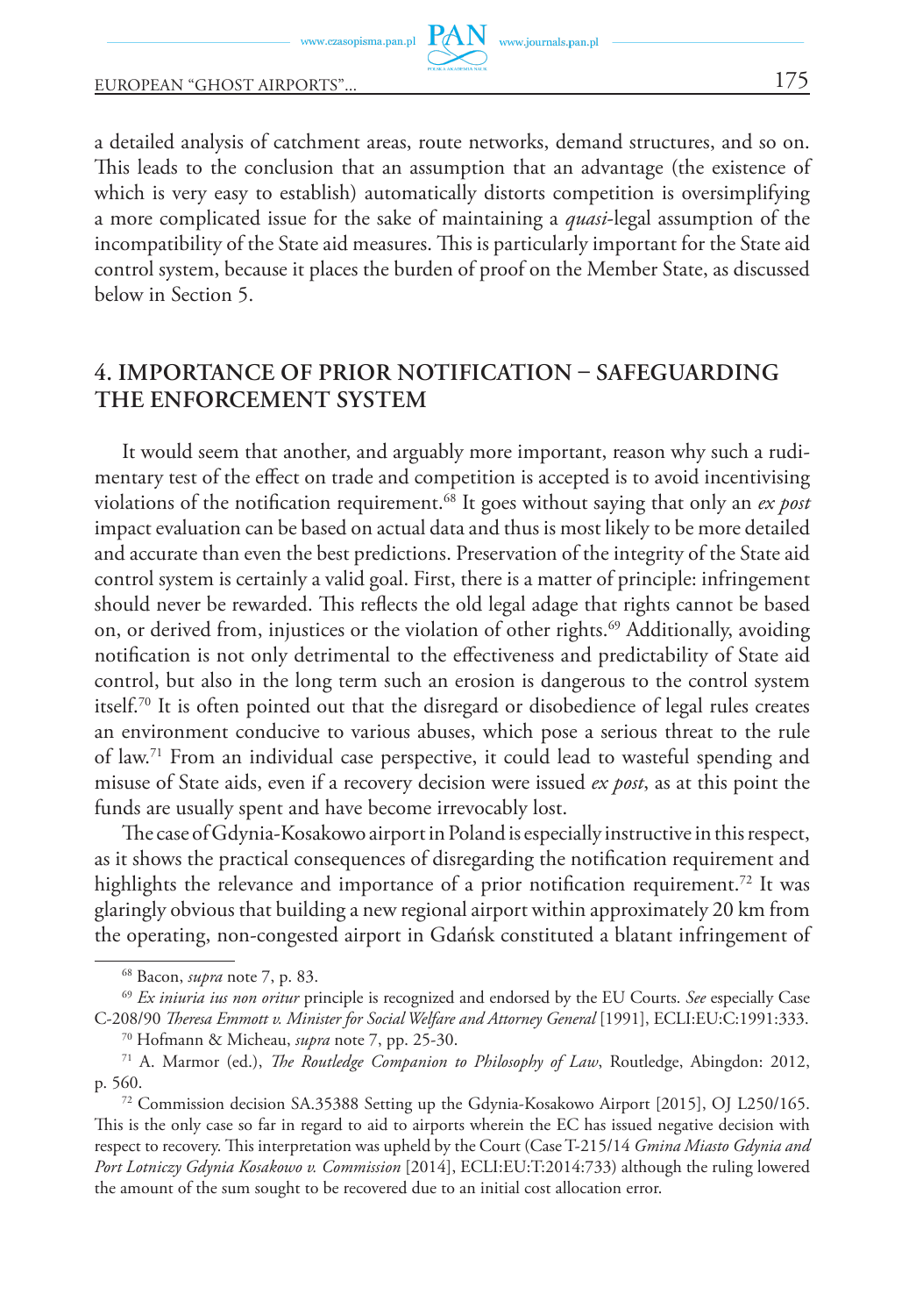a detailed analysis of catchment areas, route networks, demand structures, and so on. This leads to the conclusion that an assumption that an advantage (the existence of which is very easy to establish) automatically distorts competition is oversimplifying a more complicated issue for the sake of maintaining a *quasi*-legal assumption of the incompatibility of the State aid measures. This is particularly important for the State aid control system, because it places the burden of proof on the Member State, as discussed below in Section 5.

## 4. IMPORTANCE OF PRIOR NOTIFICATION – SAFEGUARDING THE ENFORCEMENT SYSTEM

It would seem that another, and arguably more important, reason why such a rudimentary test of the effect on trade and competition is accepted is to avoid incentivising violations of the notification requirement.[68] It goes without saying that only an *ex post* impact evaluation can be based on actual data and thus is most likely to be more detailed and accurate than even the best predictions. Preservation of the integrity of the State aid control system is certainly a valid goal. First, there is a matter of principle: infringement should never be rewarded. This reflects the old legal adage that rights cannot be based on, or derived from, injustices or the violation of other rights.[69] Additionally, avoiding notification is not only detrimental to the effectiveness and predictability of State aid control, but also in the long term such an erosion is dangerous to the control system itself.[70] It is often pointed out that the disregard or disobedience of legal rules creates an environment conducive to various abuses, which pose a serious threat to the rule of law.[71] From an individual case perspective, it could lead to wasteful spending and misuse of State aids, even if a recovery decision were issued *ex post*, as at this point the funds are usually spent and have become irrevocably lost.

The case of Gdynia-Kosakowo airport in Poland is especially instructive in this respect, as it shows the practical consequences of disregarding the notification requirement and highlights the relevance and importance of a prior notification requirement.[72] It was glaringly obvious that building a new regional airport within approximately 20 km from the operating, non-congested airport in Gdańsk constituted a blatant infringement of

---

[68] Bacon, *supra* note 7, p. 83.

[69] *Ex iniuria ius non oritur* principle is recognized and endorsed by the EU Courts. *See* especially Case C-208/90 *Theresa Emmott v. Minister for Social Welfare and Attorney General* [1991], ECLI:EU:C:1991:333.

[70] Hofmann & Micheau, *supra* note 7, pp. 25-30.

[71] A. Marmor (ed.), *The Routledge Companion to Philosophy of Law*, Routledge, Abingdon: 2012, p. 560.

[72] Commission decision SA.35388 Setting up the Gdynia-Kosakowo Airport [2015], OJ L250/165. This is the only case so far in regard to aid to airports wherein the EC has issued negative decision with respect to recovery. This interpretation was upheld by the Court (Case T-215/14 *Gmina Miasto Gdynia and Port Lotniczy Gdynia Kosakowo v. Commission* [2014], ECLI:EU:T:2014:733) although the ruling lowered the amount of the sum sought to be recovered due to an initial cost allocation error.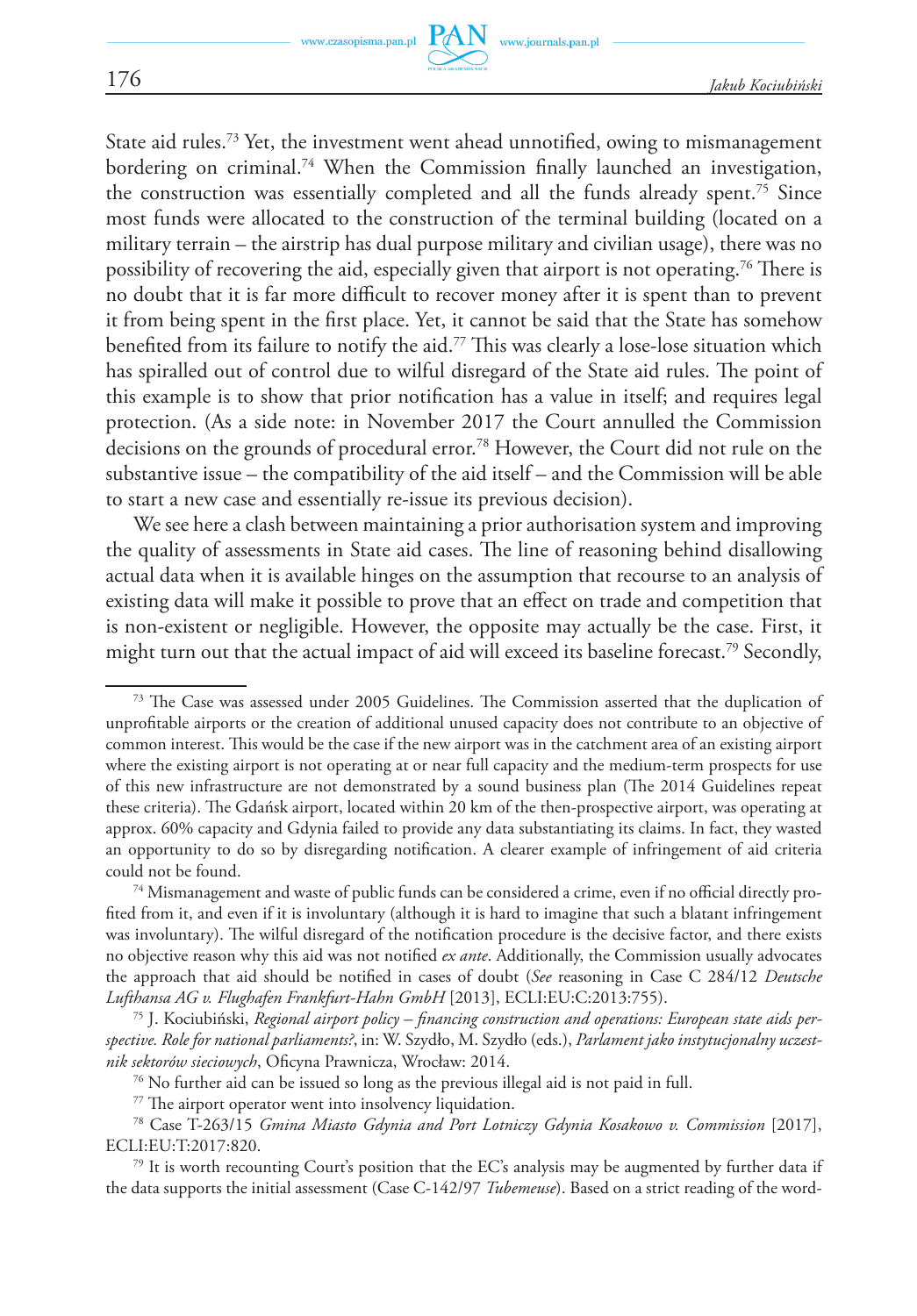State aid rules.[73] Yet, the investment went ahead unnotified, owing to mismanagement bordering on criminal.[74] When the Commission finally launched an investigation, the construction was essentially completed and all the funds already spent.[75] Since most funds were allocated to the construction of the terminal building (located on a military terrain – the airstrip has dual purpose military and civilian usage), there was no possibility of recovering the aid, especially given that airport is not operating.[76] There is no doubt that it is far more difficult to recover money after it is spent than to prevent it from being spent in the first place. Yet, it cannot be said that the State has somehow benefited from its failure to notify the aid.[77] This was clearly a lose-lose situation which has spiralled out of control due to wilful disregard of the State aid rules. The point of this example is to show that prior notification has a value in itself; and requires legal protection. (As a side note: in November 2017 the Court annulled the Commission decisions on the grounds of procedural error.[78] However, the Court did not rule on the substantive issue – the compatibility of the aid itself – and the Commission will be able to start a new case and essentially re-issue its previous decision).

We see here a clash between maintaining a prior authorisation system and improving the quality of assessments in State aid cases. The line of reasoning behind disallowing actual data when it is available hinges on the assumption that recourse to an analysis of existing data will make it possible to prove that an effect on trade and competition that is non-existent or negligible. However, the opposite may actually be the case. First, it might turn out that the actual impact of aid will exceed its baseline forecast.[79] Secondly,

---

[73] The Case was assessed under 2005 Guidelines. The Commission asserted that the duplication of unprofitable airports or the creation of additional unused capacity does not contribute to an objective of common interest. This would be the case if the new airport was in the catchment area of an existing airport where the existing airport is not operating at or near full capacity and the medium-term prospects for use of this new infrastructure are not demonstrated by a sound business plan (The 2014 Guidelines repeat these criteria). The Gdańsk airport, located within 20 km of the then-prospective airport, was operating at approx. 60% capacity and Gdynia failed to provide any data substantiating its claims. In fact, they wasted an opportunity to do so by disregarding notification. A clearer example of infringement of aid criteria could not be found.

[74] Mismanagement and waste of public funds can be considered a crime, even if no official directly profited from it, and even if it is involuntary (although it is hard to imagine that such a blatant infringement was involuntary). The wilful disregard of the notification procedure is the decisive factor, and there exists no objective reason why this aid was not notified *ex ante*. Additionally, the Commission usually advocates the approach that aid should be notified in cases of doubt (*See* reasoning in Case C 284/12 *Deutsche Lufthansa AG v. Flughafen Frankfurt-Hahn GmbH* [2013], ECLI:EU:C:2013:755).

[75] J. Kociubiński, *Regional airport policy – financing construction and operations: European state aids perspective. Role for national parliaments?*, in: W. Szydło, M. Szydło (eds.), *Parlament jako instytucjonalny uczestnik sektorów sieciowych*, Oficyna Prawnicza, Wrocław: 2014.

[76] No further aid can be issued so long as the previous illegal aid is not paid in full.

[77] The airport operator went into insolvency liquidation.

[78] Case T-263/15 *Gmina Miasto Gdynia and Port Lotniczy Gdynia Kosakowo v. Commission* [2017], ECLI:EU:T:2017:820.

[79] It is worth recounting Court's position that the EC's analysis may be augmented by further data if the data supports the initial assessment (Case C-142/97 *Tubemeuse*). Based on a strict reading of the word-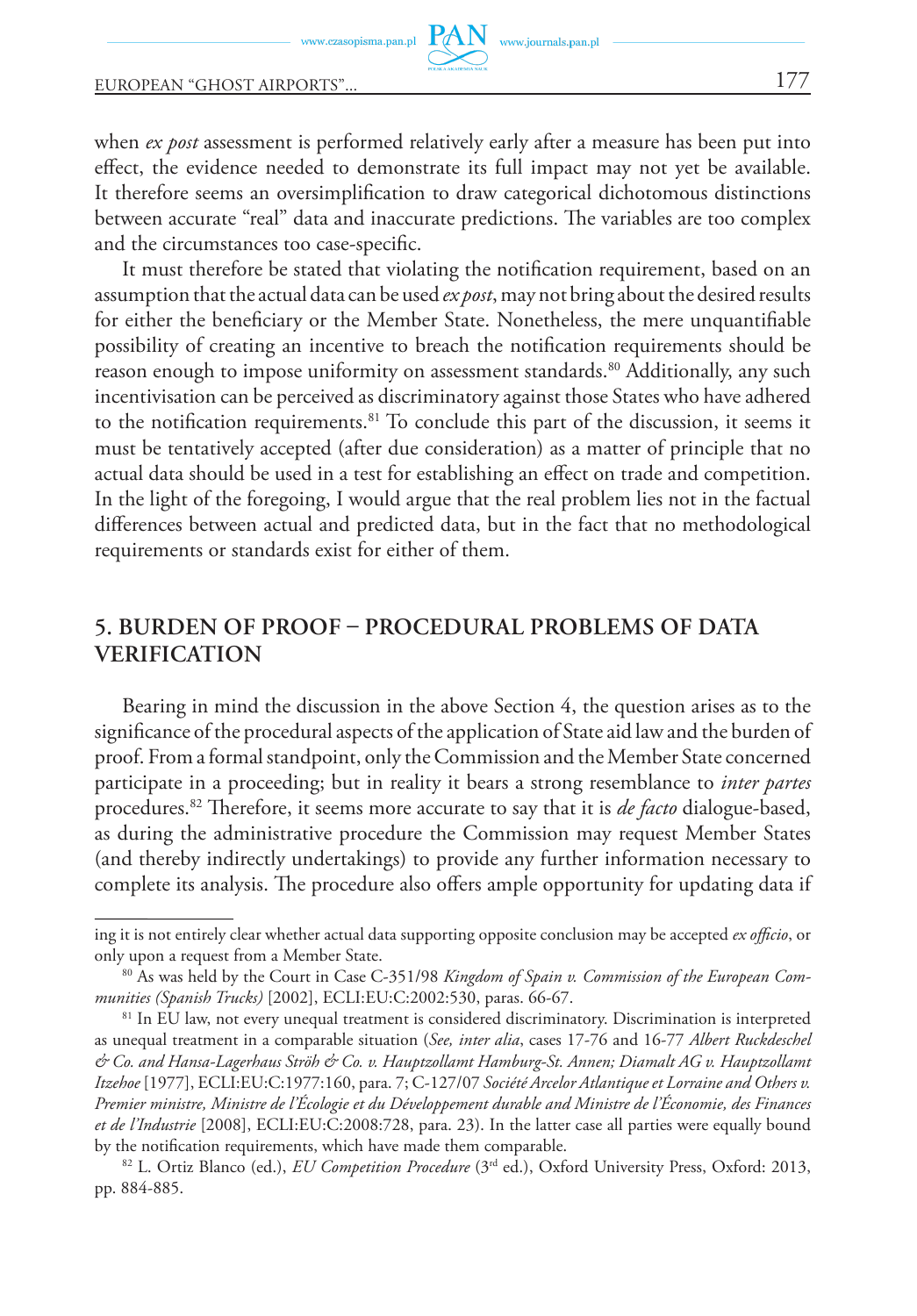when *ex post* assessment is performed relatively early after a measure has been put into effect, the evidence needed to demonstrate its full impact may not yet be available. It therefore seems an oversimplification to draw categorical dichotomous distinctions between accurate "real" data and inaccurate predictions. The variables are too complex and the circumstances too case-specific.

It must therefore be stated that violating the notification requirement, based on an assumption that the actual data can be used *ex post*, may not bring about the desired results for either the beneficiary or the Member State. Nonetheless, the mere unquantifiable possibility of creating an incentive to breach the notification requirements should be reason enough to impose uniformity on assessment standards.[80] Additionally, any such incentivisation can be perceived as discriminatory against those States who have adhered to the notification requirements.[81] To conclude this part of the discussion, it seems it must be tentatively accepted (after due consideration) as a matter of principle that no actual data should be used in a test for establishing an effect on trade and competition. In the light of the foregoing, I would argue that the real problem lies not in the factual differences between actual and predicted data, but in the fact that no methodological requirements or standards exist for either of them.

## 5. BURDEN OF PROOF – PROCEDURAL PROBLEMS OF DATA VERIFICATION

Bearing in mind the discussion in the above Section 4, the question arises as to the significance of the procedural aspects of the application of State aid law and the burden of proof. From a formal standpoint, only the Commission and the Member State concerned participate in a proceeding; but in reality it bears a strong resemblance to *inter partes* procedures.[82] Therefore, it seems more accurate to say that it is *de facto* dialogue-based, as during the administrative procedure the Commission may request Member States (and thereby indirectly undertakings) to provide any further information necessary to complete its analysis. The procedure also offers ample opportunity for updating data if

---

ing it is not entirely clear whether actual data supporting opposite conclusion may be accepted *ex officio*, or only upon a request from a Member State.

[80] As was held by the Court in Case C-351/98 *Kingdom of Spain v. Commission of the European Communities (Spanish Trucks)* [2002], ECLI:EU:C:2002:530, paras. 66-67.

[81] In EU law, not every unequal treatment is considered discriminatory. Discrimination is interpreted as unequal treatment in a comparable situation (*See, inter alia*, cases 17-76 and 16-77 *Albert Ruckdeschel & Co. and Hansa-Lagerhaus Ströh & Co. v. Hauptzollamt Hamburg-St. Annen; Diamalt AG v. Hauptzollamt Itzehoe* [1977], ECLI:EU:C:1977:160, para. 7; C-127/07 *Société Arcelor Atlantique et Lorraine and Others v. Premier ministre, Ministre de l'Écologie et du Développement durable and Ministre de l'Économie, des Finances et de l'Industrie* [2008], ECLI:EU:C:2008:728, para. 23). In the latter case all parties were equally bound by the notification requirements, which have made them comparable.

[82] L. Ortiz Blanco (ed.), *EU Competition Procedure* (3rd ed.), Oxford University Press, Oxford: 2013, pp. 884-885.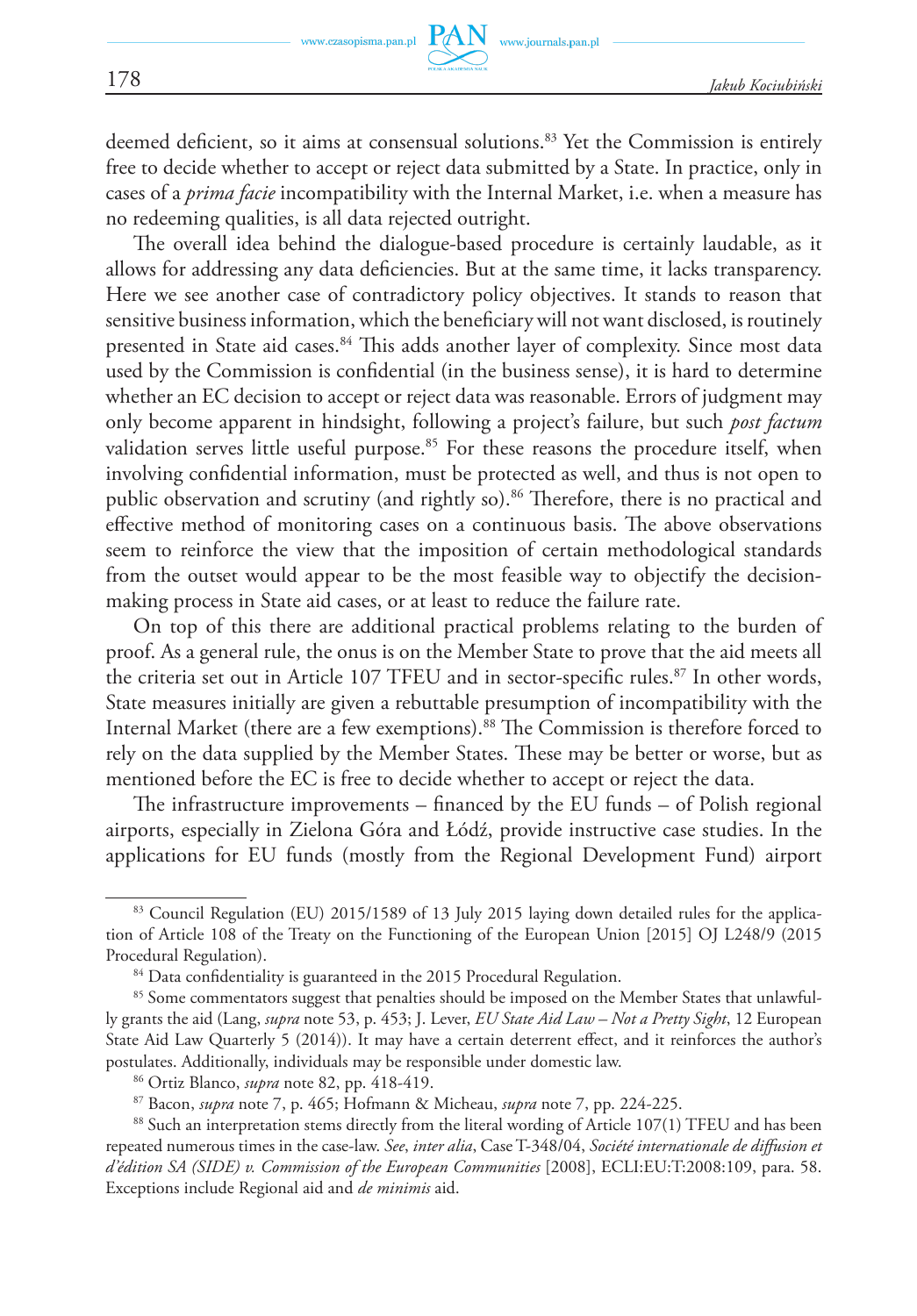deemed deficient, so it aims at consensual solutions.[83] Yet the Commission is entirely free to decide whether to accept or reject data submitted by a State. In practice, only in cases of a *prima facie* incompatibility with the Internal Market, i.e. when a measure has no redeeming qualities, is all data rejected outright.

The overall idea behind the dialogue-based procedure is certainly laudable, as it allows for addressing any data deficiencies. But at the same time, it lacks transparency. Here we see another case of contradictory policy objectives. It stands to reason that sensitive business information, which the beneficiary will not want disclosed, is routinely presented in State aid cases.[84] This adds another layer of complexity. Since most data used by the Commission is confidential (in the business sense), it is hard to determine whether an EC decision to accept or reject data was reasonable. Errors of judgment may only become apparent in hindsight, following a project's failure, but such *post factum* validation serves little useful purpose.[85] For these reasons the procedure itself, when involving confidential information, must be protected as well, and thus is not open to public observation and scrutiny (and rightly so).[86] Therefore, there is no practical and effective method of monitoring cases on a continuous basis. The above observations seem to reinforce the view that the imposition of certain methodological standards from the outset would appear to be the most feasible way to objectify the decision-making process in State aid cases, or at least to reduce the failure rate.

On top of this there are additional practical problems relating to the burden of proof. As a general rule, the onus is on the Member State to prove that the aid meets all the criteria set out in Article 107 TFEU and in sector-specific rules.[87] In other words, State measures initially are given a rebuttable presumption of incompatibility with the Internal Market (there are a few exemptions).[88] The Commission is therefore forced to rely on the data supplied by the Member States. These may be better or worse, but as mentioned before the EC is free to decide whether to accept or reject the data.

The infrastructure improvements – financed by the EU funds – of Polish regional airports, especially in Zielona Góra and Łódź, provide instructive case studies. In the applications for EU funds (mostly from the Regional Development Fund) airport

---

[83] Council Regulation (EU) 2015/1589 of 13 July 2015 laying down detailed rules for the application of Article 108 of the Treaty on the Functioning of the European Union [2015] OJ L248/9 (2015 Procedural Regulation).

[84] Data confidentiality is guaranteed in the 2015 Procedural Regulation.

[85] Some commentators suggest that penalties should be imposed on the Member States that unlawfully grants the aid (Lang, *supra* note 53, p. 453; J. Lever, *EU State Aid Law – Not a Pretty Sight*, 12 European State Aid Law Quarterly 5 (2014)). It may have a certain deterrent effect, and it reinforces the author's postulates. Additionally, individuals may be responsible under domestic law.

[86] Ortiz Blanco, *supra* note 82, pp. 418-419.

[87] Bacon, *supra* note 7, p. 465; Hofmann & Micheau, *supra* note 7, pp. 224-225.

[88] Such an interpretation stems directly from the literal wording of Article 107(1) TFEU and has been repeated numerous times in the case-law. *See*, *inter alia*, Case T-348/04, *Société internationale de diffusion et d'édition SA (SIDE) v. Commission of the European Communities* [2008], ECLI:EU:T:2008:109, para. 58. Exceptions include Regional aid and *de minimis* aid.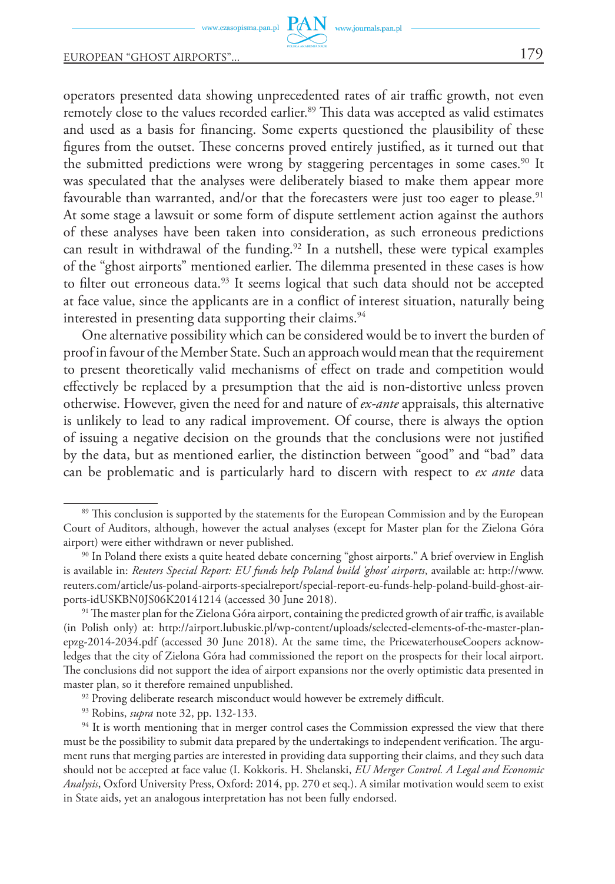operators presented data showing unprecedented rates of air traffic growth, not even remotely close to the values recorded earlier.[89] This data was accepted as valid estimates and used as a basis for financing. Some experts questioned the plausibility of these figures from the outset. These concerns proved entirely justified, as it turned out that the submitted predictions were wrong by staggering percentages in some cases.[90] It was speculated that the analyses were deliberately biased to make them appear more favourable than warranted, and/or that the forecasters were just too eager to please.[91] At some stage a lawsuit or some form of dispute settlement action against the authors of these analyses have been taken into consideration, as such erroneous predictions can result in withdrawal of the funding.[92] In a nutshell, these were typical examples of the "ghost airports" mentioned earlier. The dilemma presented in these cases is how to filter out erroneous data.[93] It seems logical that such data should not be accepted at face value, since the applicants are in a conflict of interest situation, naturally being interested in presenting data supporting their claims.[94]

One alternative possibility which can be considered would be to invert the burden of proof in favour of the Member State. Such an approach would mean that the requirement to present theoretically valid mechanisms of effect on trade and competition would effectively be replaced by a presumption that the aid is non-distortive unless proven otherwise. However, given the need for and nature of *ex-ante* appraisals, this alternative is unlikely to lead to any radical improvement. Of course, there is always the option of issuing a negative decision on the grounds that the conclusions were not justified by the data, but as mentioned earlier, the distinction between "good" and "bad" data can be problematic and is particularly hard to discern with respect to *ex ante* data

---

[89] This conclusion is supported by the statements for the European Commission and by the European Court of Auditors, although, however the actual analyses (except for Master plan for the Zielona Góra airport) were either withdrawn or never published.

[90] In Poland there exists a quite heated debate concerning "ghost airports." A brief overview in English is available in: *Reuters Special Report: EU funds help Poland build 'ghost' airports*, available at: http://www.reuters.com/article/us-poland-airports-specialreport/special-report-eu-funds-help-poland-build-ghost-airports-idUSKBN0JS06K20141214 (accessed 30 June 2018).

[91] The master plan for the Zielona Góra airport, containing the predicted growth of air traffic, is available (in Polish only) at: http://airport.lubuskie.pl/wp-content/uploads/selected-elements-of-the-master-plan-epzg-2014-2034.pdf (accessed 30 June 2018). At the same time, the PricewaterhouseCoopers acknowledges that the city of Zielona Góra had commissioned the report on the prospects for their local airport. The conclusions did not support the idea of airport expansions nor the overly optimistic data presented in master plan, so it therefore remained unpublished.

[92] Proving deliberate research misconduct would however be extremely difficult.

[93] Robins, *supra* note 32, pp. 132-133.

[94] It is worth mentioning that in merger control cases the Commission expressed the view that there must be the possibility to submit data prepared by the undertakings to independent verification. The argument runs that merging parties are interested in providing data supporting their claims, and they such data should not be accepted at face value (I. Kokkoris. H. Shelanski, *EU Merger Control. A Legal and Economic Analysis*, Oxford University Press, Oxford: 2014, pp. 270 et seq.). A similar motivation would seem to exist in State aids, yet an analogous interpretation has not been fully endorsed.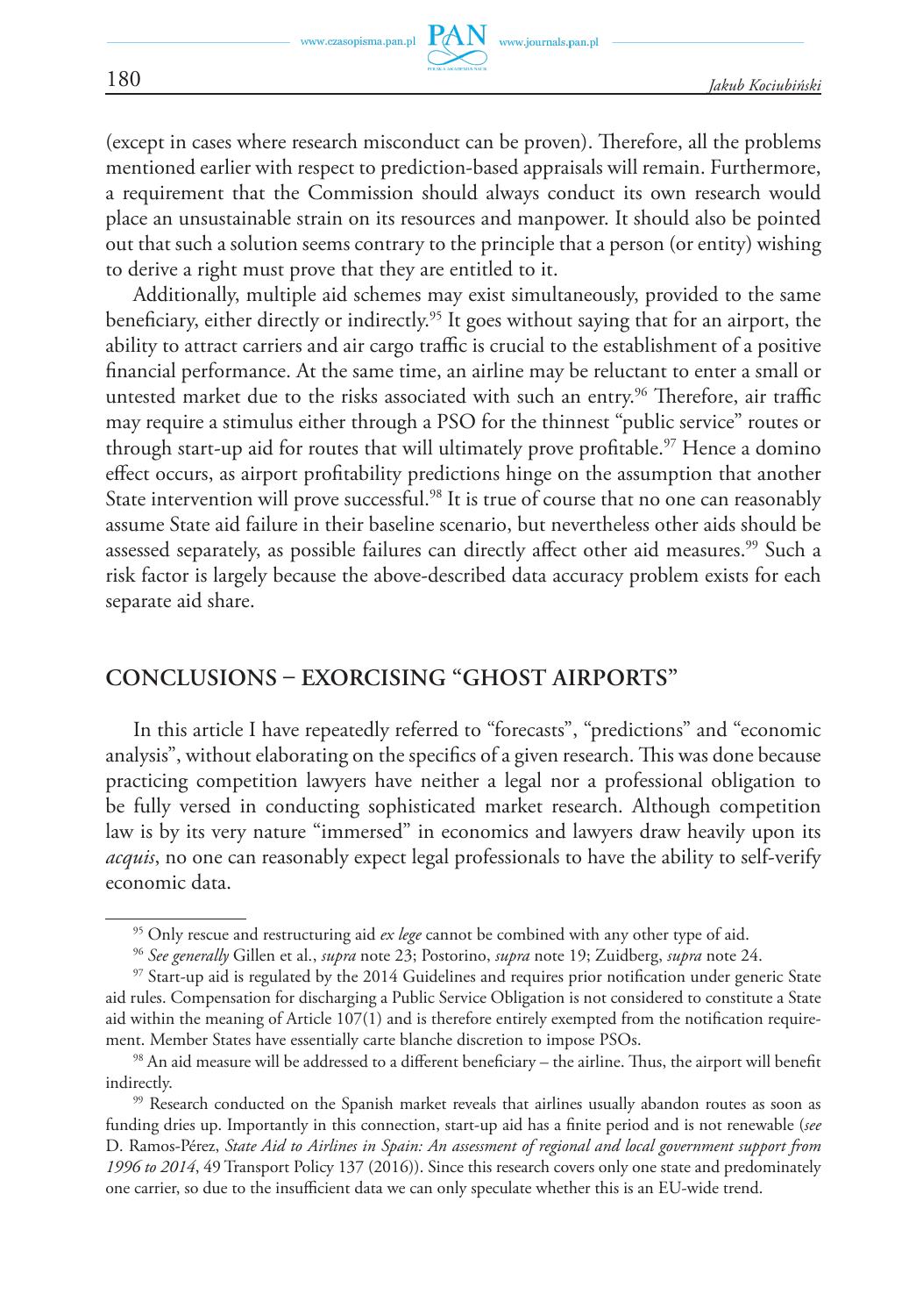(except in cases where research misconduct can be proven). Therefore, all the problems mentioned earlier with respect to prediction-based appraisals will remain. Furthermore, a requirement that the Commission should always conduct its own research would place an unsustainable strain on its resources and manpower. It should also be pointed out that such a solution seems contrary to the principle that a person (or entity) wishing to derive a right must prove that they are entitled to it.

Additionally, multiple aid schemes may exist simultaneously, provided to the same beneficiary, either directly or indirectly.[95] It goes without saying that for an airport, the ability to attract carriers and air cargo traffic is crucial to the establishment of a positive financial performance. At the same time, an airline may be reluctant to enter a small or untested market due to the risks associated with such an entry.[96] Therefore, air traffic may require a stimulus either through a PSO for the thinnest "public service" routes or through start-up aid for routes that will ultimately prove profitable.[97] Hence a domino effect occurs, as airport profitability predictions hinge on the assumption that another State intervention will prove successful.[98] It is true of course that no one can reasonably assume State aid failure in their baseline scenario, but nevertheless other aids should be assessed separately, as possible failures can directly affect other aid measures.[99] Such a risk factor is largely because the above-described data accuracy problem exists for each separate aid share.

## CONCLUSIONS – EXORCISING "GHOST AIRPORTS"

In this article I have repeatedly referred to "forecasts", "predictions" and "economic analysis", without elaborating on the specifics of a given research. This was done because practicing competition lawyers have neither a legal nor a professional obligation to be fully versed in conducting sophisticated market research. Although competition law is by its very nature "immersed" in economics and lawyers draw heavily upon its *acquis*, no one can reasonably expect legal professionals to have the ability to self-verify economic data.

---

[95] Only rescue and restructuring aid *ex lege* cannot be combined with any other type of aid.

[96] *See generally* Gillen et al., *supra* note 23; Postorino, *supra* note 19; Zuidberg, *supra* note 24.

[97] Start-up aid is regulated by the 2014 Guidelines and requires prior notification under generic State aid rules. Compensation for discharging a Public Service Obligation is not considered to constitute a State aid within the meaning of Article 107(1) and is therefore entirely exempted from the notification requirement. Member States have essentially carte blanche discretion to impose PSOs.

[98] An aid measure will be addressed to a different beneficiary – the airline. Thus, the airport will benefit indirectly.

[99] Research conducted on the Spanish market reveals that airlines usually abandon routes as soon as funding dries up. Importantly in this connection, start-up aid has a finite period and is not renewable (*see* D. Ramos-Pérez, *State Aid to Airlines in Spain: An assessment of regional and local government support from 1996 to 2014*, 49 Transport Policy 137 (2016)). Since this research covers only one state and predominately one carrier, so due to the insufficient data we can only speculate whether this is an EU-wide trend.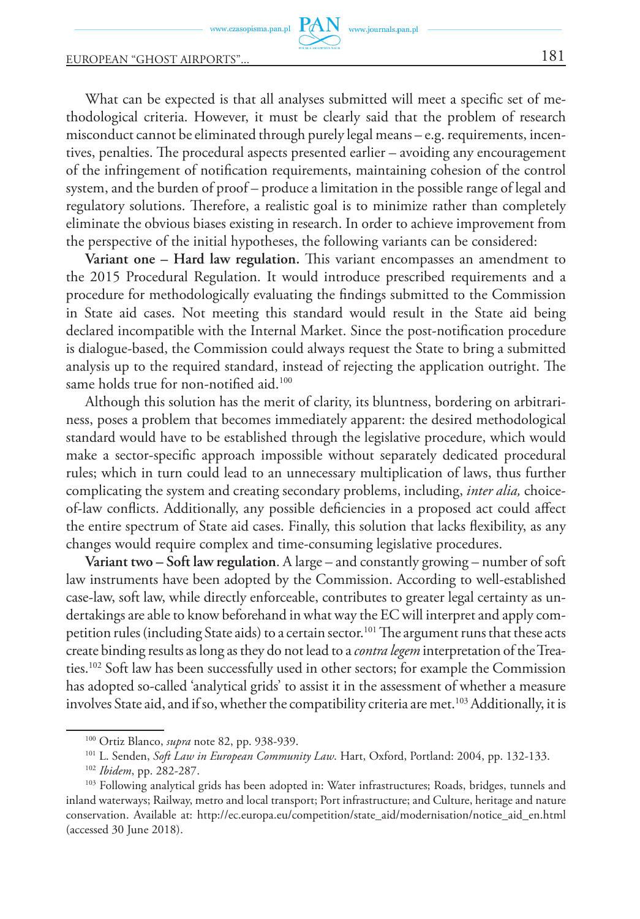What can be expected is that all analyses submitted will meet a specific set of methodological criteria. However, it must be clearly said that the problem of research misconduct cannot be eliminated through purely legal means – e.g. requirements, incentives, penalties. The procedural aspects presented earlier – avoiding any encouragement of the infringement of notification requirements, maintaining cohesion of the control system, and the burden of proof – produce a limitation in the possible range of legal and regulatory solutions. Therefore, a realistic goal is to minimize rather than completely eliminate the obvious biases existing in research. In order to achieve improvement from the perspective of the initial hypotheses, the following variants can be considered:

**Variant one – Hard law regulation.** This variant encompasses an amendment to the 2015 Procedural Regulation. It would introduce prescribed requirements and a procedure for methodologically evaluating the findings submitted to the Commission in State aid cases. Not meeting this standard would result in the State aid being declared incompatible with the Internal Market. Since the post-notification procedure is dialogue-based, the Commission could always request the State to bring a submitted analysis up to the required standard, instead of rejecting the application outright. The same holds true for non-notified aid.[100]

Although this solution has the merit of clarity, its bluntness, bordering on arbitrariness, poses a problem that becomes immediately apparent: the desired methodological standard would have to be established through the legislative procedure, which would make a sector-specific approach impossible without separately dedicated procedural rules; which in turn could lead to an unnecessary multiplication of laws, thus further complicating the system and creating secondary problems, including, *inter alia,* choice-of-law conflicts. Additionally, any possible deficiencies in a proposed act could affect the entire spectrum of State aid cases. Finally, this solution that lacks flexibility, as any changes would require complex and time-consuming legislative procedures.

**Variant two – Soft law regulation**. A large – and constantly growing – number of soft law instruments have been adopted by the Commission. According to well-established case-law, soft law, while directly enforceable, contributes to greater legal certainty as undertakings are able to know beforehand in what way the EC will interpret and apply competition rules (including State aids) to a certain sector.[101] The argument runs that these acts create binding results as long as they do not lead to a *contra legem* interpretation of the Treaties.[102] Soft law has been successfully used in other sectors; for example the Commission has adopted so-called 'analytical grids' to assist it in the assessment of whether a measure involves State aid, and if so, whether the compatibility criteria are met.[103] Additionally, it is

---

[100] Ortiz Blanco, *supra* note 82, pp. 938-939.

[101] L. Senden, *Soft Law in European Community Law*. Hart, Oxford, Portland: 2004, pp. 132-133.

[102] *Ibidem*, pp. 282-287.

[103] Following analytical grids has been adopted in: Water infrastructures; Roads, bridges, tunnels and inland waterways; Railway, metro and local transport; Port infrastructure; and Culture, heritage and nature conservation. Available at: http://ec.europa.eu/competition/state_aid/modernisation/notice_aid_en.html (accessed 30 June 2018).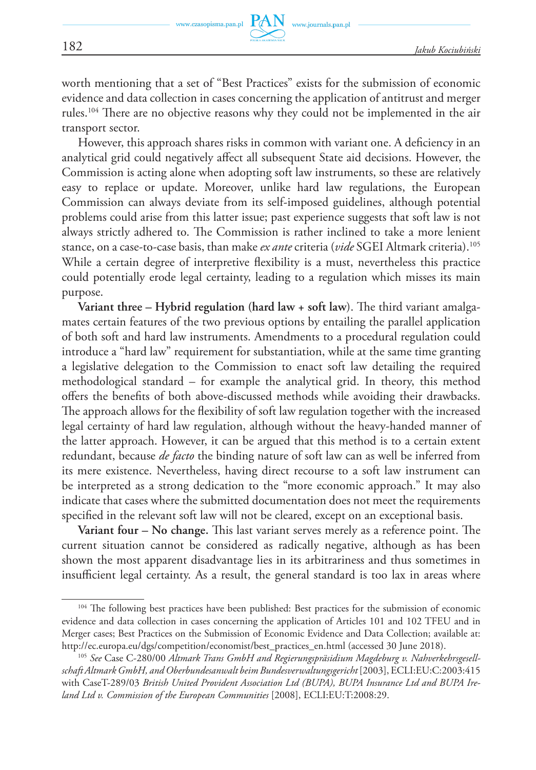worth mentioning that a set of "Best Practices" exists for the submission of economic evidence and data collection in cases concerning the application of antitrust and merger rules.[104] There are no objective reasons why they could not be implemented in the air transport sector.

However, this approach shares risks in common with variant one. A deficiency in an analytical grid could negatively affect all subsequent State aid decisions. However, the Commission is acting alone when adopting soft law instruments, so these are relatively easy to replace or update. Moreover, unlike hard law regulations, the European Commission can always deviate from its self-imposed guidelines, although potential problems could arise from this latter issue; past experience suggests that soft law is not always strictly adhered to. The Commission is rather inclined to take a more lenient stance, on a case-to-case basis, than make *ex ante* criteria (*vide* SGEI Altmark criteria).[105] While a certain degree of interpretive flexibility is a must, nevertheless this practice could potentially erode legal certainty, leading to a regulation which misses its main purpose.

**Variant three – Hybrid regulation (hard law + soft law)**. The third variant amalgamates certain features of the two previous options by entailing the parallel application of both soft and hard law instruments. Amendments to a procedural regulation could introduce a "hard law" requirement for substantiation, while at the same time granting a legislative delegation to the Commission to enact soft law detailing the required methodological standard – for example the analytical grid. In theory, this method offers the benefits of both above-discussed methods while avoiding their drawbacks. The approach allows for the flexibility of soft law regulation together with the increased legal certainty of hard law regulation, although without the heavy-handed manner of the latter approach. However, it can be argued that this method is to a certain extent redundant, because *de facto* the binding nature of soft law can as well be inferred from its mere existence. Nevertheless, having direct recourse to a soft law instrument can be interpreted as a strong dedication to the "more economic approach." It may also indicate that cases where the submitted documentation does not meet the requirements specified in the relevant soft law will not be cleared, except on an exceptional basis.

**Variant four – No change.** This last variant serves merely as a reference point. The current situation cannot be considered as radically negative, although as has been shown the most apparent disadvantage lies in its arbitrariness and thus sometimes in insufficient legal certainty. As a result, the general standard is too lax in areas where

---

[104] The following best practices have been published: Best practices for the submission of economic evidence and data collection in cases concerning the application of Articles 101 and 102 TFEU and in Merger cases; Best Practices on the Submission of Economic Evidence and Data Collection; available at: http://ec.europa.eu/dgs/competition/economist/best_practices_en.html (accessed 30 June 2018).

[105] *See* Case C-280/00 *Altmark Trans GmbH and Regierungspräsidium Magdeburg v. Nahverkehrsgesellschaft Altmark GmbH, and Oberbundesanwalt beim Bundesverwaltungsgericht* [2003], ECLI:EU:C:2003:415 with CaseT-289/03 *British United Provident Association Ltd (BUPA), BUPA Insurance Ltd and BUPA Ireland Ltd v. Commission of the European Communities* [2008], ECLI:EU:T:2008:29.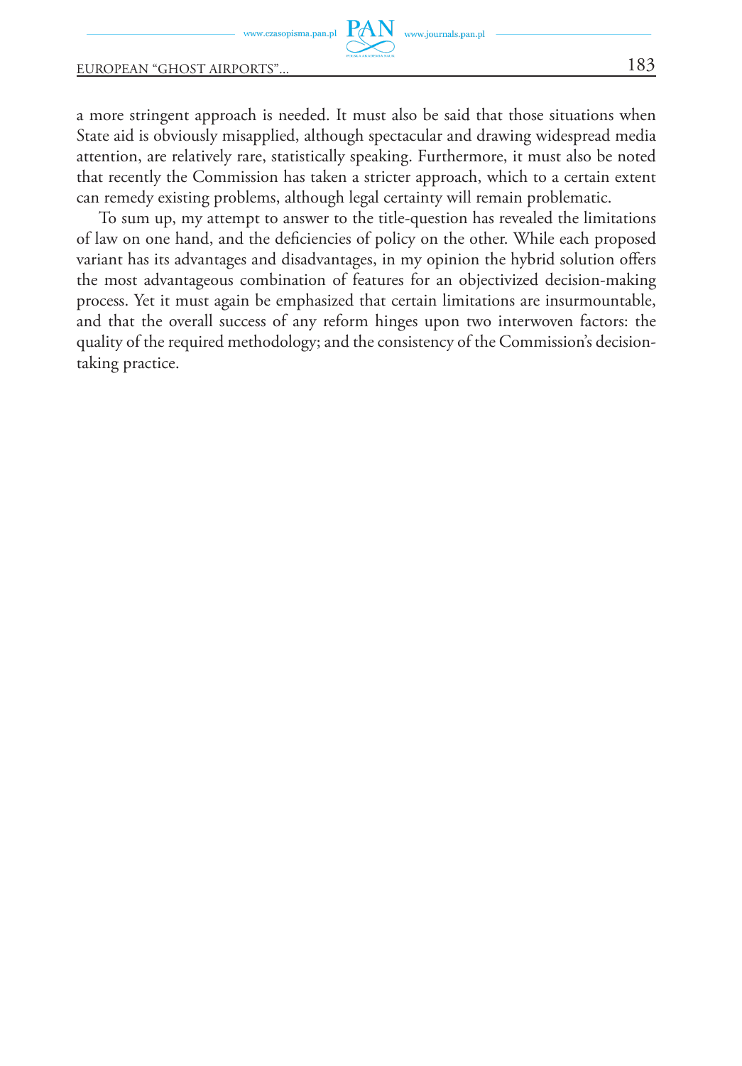a more stringent approach is needed. It must also be said that those situations when State aid is obviously misapplied, although spectacular and drawing widespread media attention, are relatively rare, statistically speaking. Furthermore, it must also be noted that recently the Commission has taken a stricter approach, which to a certain extent can remedy existing problems, although legal certainty will remain problematic.

To sum up, my attempt to answer to the title-question has revealed the limitations of law on one hand, and the deficiencies of policy on the other. While each proposed variant has its advantages and disadvantages, in my opinion the hybrid solution offers the most advantageous combination of features for an objectivized decision-making process. Yet it must again be emphasized that certain limitations are insurmountable, and that the overall success of any reform hinges upon two interwoven factors: the quality of the required methodology; and the consistency of the Commission's decision-taking practice.